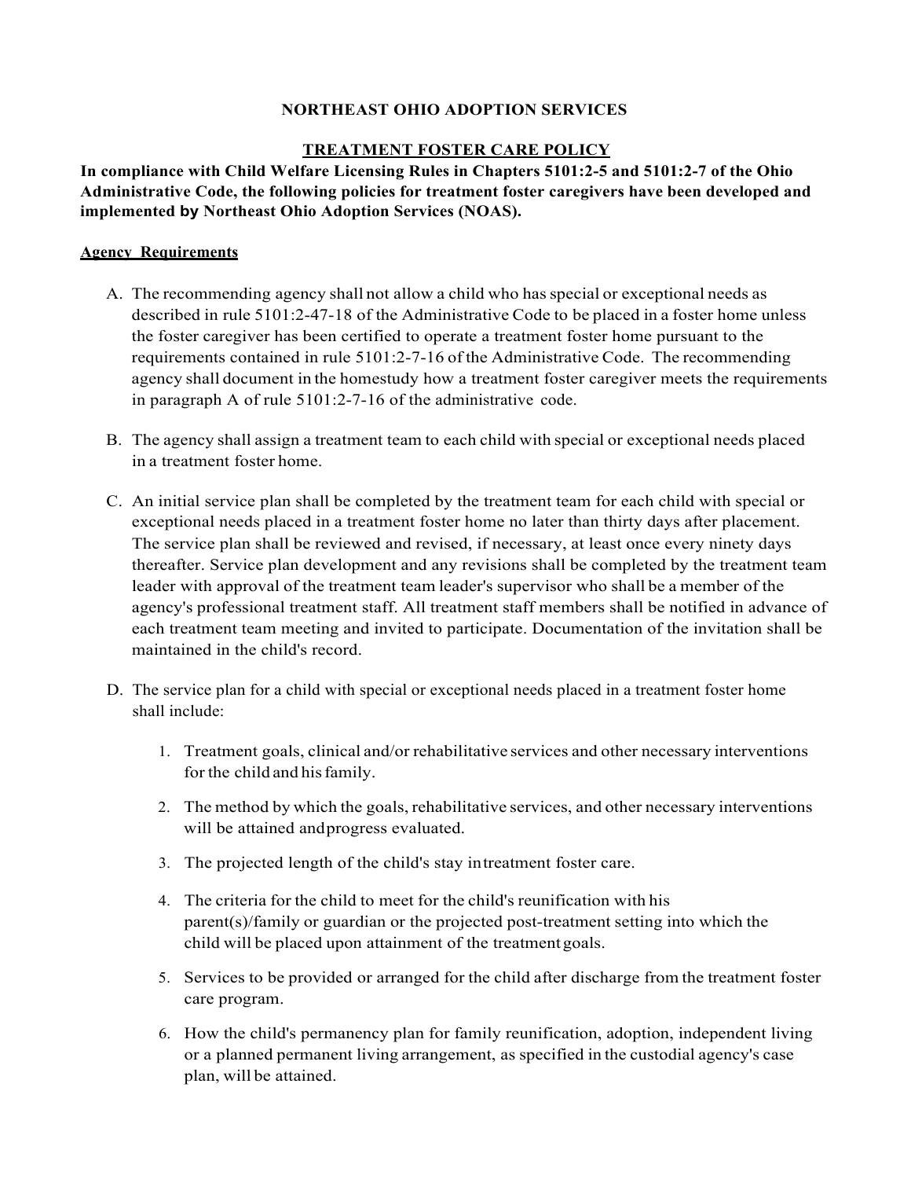# NORTHEAST OHIO ADOPTION SERVICES

## TREATMENT FOSTER CARE POLICY

**In compliance with Child Welfare Licensing Rules in Chapters 5101:2-5 and 5101:2-7 of the Ohio Administrative Code, the following policies for treatment foster caregivers have been developed and implemented by Northeast Ohio Adoption Services (NOAS).**

### Agency Requirements

A. The recommending agency shall not allow a child who has special or exceptional needs as described in rule 5101:2-47-18 of the Administrative Code to be placed in a foster home unless the foster caregiver has been certified to operate a treatment foster home pursuant to the requirements contained in rule 5101:2-7-16 of the Administrative Code. The recommending agency shall document in the homestudy how a treatment foster caregiver meets the requirements in paragraph A of rule 5101:2-7-16 of the administrative code.

B. The agency shall assign a treatment team to each child with special or exceptional needs placed in a treatment foster home.

C. An initial service plan shall be completed by the treatment team for each child with special or exceptional needs placed in a treatment foster home no later than thirty days after placement. The service plan shall be reviewed and revised, if necessary, at least once every ninety days thereafter. Service plan development and any revisions shall be completed by the treatment team leader with approval of the treatment team leader's supervisor who shall be a member of the agency's professional treatment staff. All treatment staff members shall be notified in advance of each treatment team meeting and invited to participate. Documentation of the invitation shall be maintained in the child's record.

D. The service plan for a child with special or exceptional needs placed in a treatment foster home shall include:

1. Treatment goals, clinical and/or rehabilitative services and other necessary interventions for the child and his family.
2. The method by which the goals, rehabilitative services, and other necessary interventions will be attained and progress evaluated.
3. The projected length of the child's stay in treatment foster care.
4. The criteria for the child to meet for the child's reunification with his parent(s)/family or guardian or the projected post-treatment setting into which the child will be placed upon attainment of the treatment goals.
5. Services to be provided or arranged for the child after discharge from the treatment foster care program.
6. How the child's permanency plan for family reunification, adoption, independent living or a planned permanent living arrangement, as specified in the custodial agency's case plan, will be attained.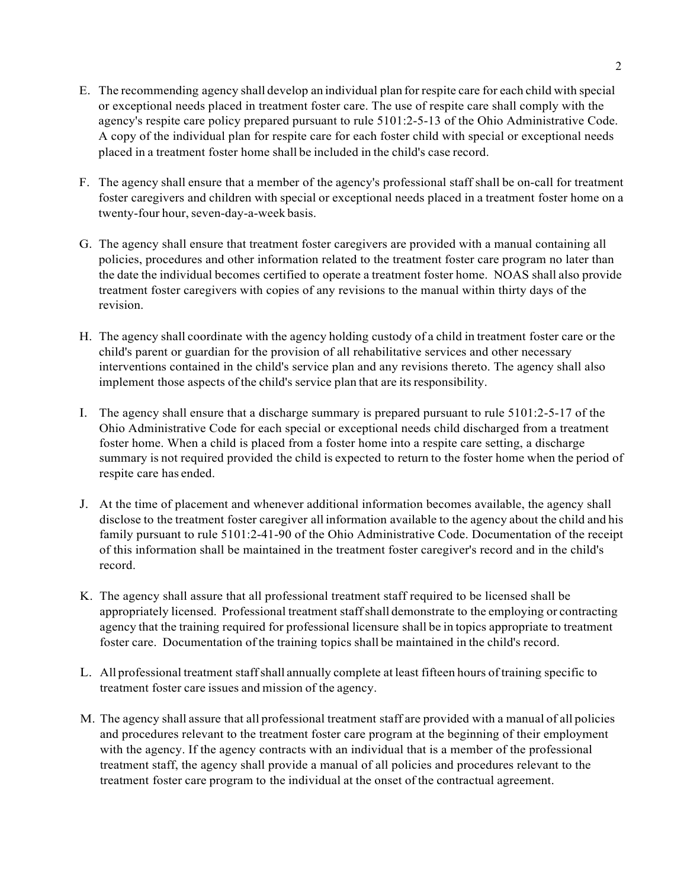E. The recommending agency shall develop an individual plan for respite care for each child with special or exceptional needs placed in treatment foster care. The use of respite care shall comply with the agency's respite care policy prepared pursuant to rule 5101:2-5-13 of the Ohio Administrative Code. A copy of the individual plan for respite care for each foster child with special or exceptional needs placed in a treatment foster home shall be included in the child's case record.

F. The agency shall ensure that a member of the agency's professional staff shall be on-call for treatment foster caregivers and children with special or exceptional needs placed in a treatment foster home on a twenty-four hour, seven-day-a-week basis.

G. The agency shall ensure that treatment foster caregivers are provided with a manual containing all policies, procedures and other information related to the treatment foster care program no later than the date the individual becomes certified to operate a treatment foster home. NOAS shall also provide treatment foster caregivers with copies of any revisions to the manual within thirty days of the revision.

H. The agency shall coordinate with the agency holding custody of a child in treatment foster care or the child's parent or guardian for the provision of all rehabilitative services and other necessary interventions contained in the child's service plan and any revisions thereto. The agency shall also implement those aspects of the child's service plan that are its responsibility.

I. The agency shall ensure that a discharge summary is prepared pursuant to rule 5101:2-5-17 of the Ohio Administrative Code for each special or exceptional needs child discharged from a treatment foster home. When a child is placed from a foster home into a respite care setting, a discharge summary is not required provided the child is expected to return to the foster home when the period of respite care has ended.

J. At the time of placement and whenever additional information becomes available, the agency shall disclose to the treatment foster caregiver all information available to the agency about the child and his family pursuant to rule 5101:2-41-90 of the Ohio Administrative Code. Documentation of the receipt of this information shall be maintained in the treatment foster caregiver's record and in the child's record.

K. The agency shall assure that all professional treatment staff required to be licensed shall be appropriately licensed. Professional treatment staff shall demonstrate to the employing or contracting agency that the training required for professional licensure shall be in topics appropriate to treatment foster care. Documentation of the training topics shall be maintained in the child's record.

L. All professional treatment staff shall annually complete at least fifteen hours of training specific to treatment foster care issues and mission of the agency.

M. The agency shall assure that all professional treatment staff are provided with a manual of all policies and procedures relevant to the treatment foster care program at the beginning of their employment with the agency. If the agency contracts with an individual that is a member of the professional treatment staff, the agency shall provide a manual of all policies and procedures relevant to the treatment foster care program to the individual at the onset of the contractual agreement.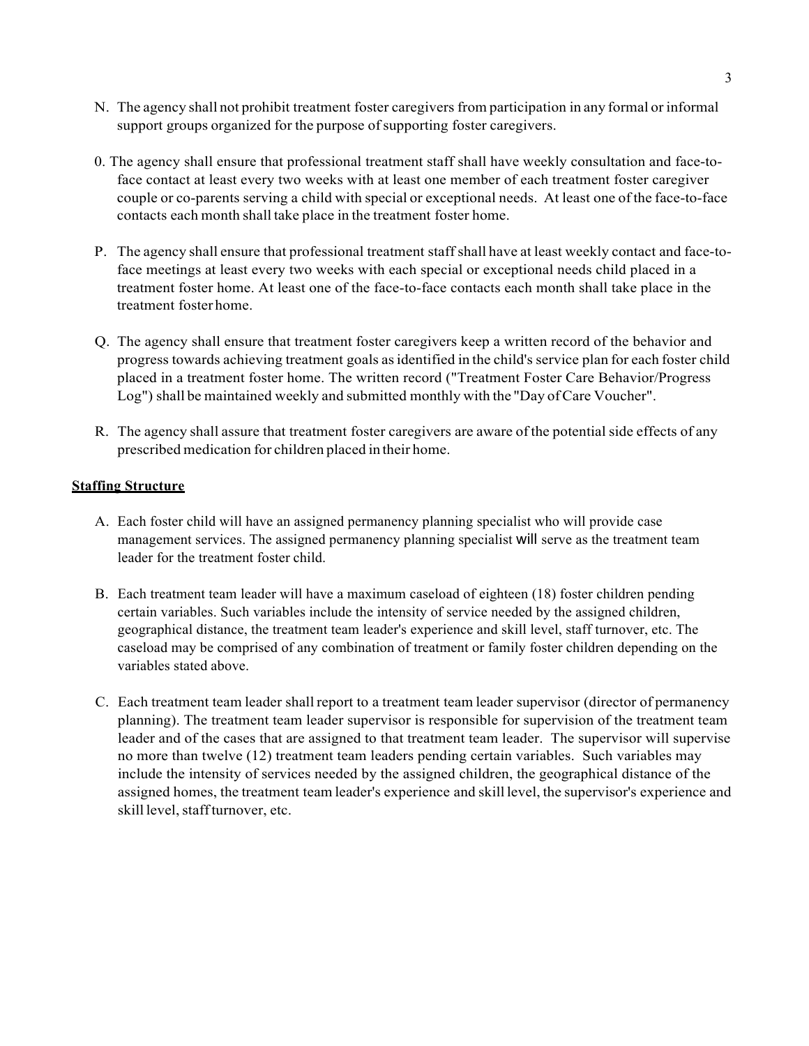N. The agency shall not prohibit treatment foster caregivers from participation in any formal or informal support groups organized for the purpose of supporting foster caregivers.

0. The agency shall ensure that professional treatment staff shall have weekly consultation and face-to-face contact at least every two weeks with at least one member of each treatment foster caregiver couple or co-parents serving a child with special or exceptional needs. At least one of the face-to-face contacts each month shall take place in the treatment foster home.

P. The agency shall ensure that professional treatment staff shall have at least weekly contact and face-to-face meetings at least every two weeks with each special or exceptional needs child placed in a treatment foster home. At least one of the face-to-face contacts each month shall take place in the treatment foster home.

Q. The agency shall ensure that treatment foster caregivers keep a written record of the behavior and progress towards achieving treatment goals as identified in the child's service plan for each foster child placed in a treatment foster home. The written record ("Treatment Foster Care Behavior/Progress Log") shall be maintained weekly and submitted monthly with the "Day of Care Voucher".

R. The agency shall assure that treatment foster caregivers are aware of the potential side effects of any prescribed medication for children placed in their home.

**Staffing Structure**

A. Each foster child will have an assigned permanency planning specialist who will provide case management services. The assigned permanency planning specialist will serve as the treatment team leader for the treatment foster child.

B. Each treatment team leader will have a maximum caseload of eighteen (18) foster children pending certain variables. Such variables include the intensity of service needed by the assigned children, geographical distance, the treatment team leader's experience and skill level, staff turnover, etc. The caseload may be comprised of any combination of treatment or family foster children depending on the variables stated above.

C. Each treatment team leader shall report to a treatment team leader supervisor (director of permanency planning). The treatment team leader supervisor is responsible for supervision of the treatment team leader and of the cases that are assigned to that treatment team leader. The supervisor will supervise no more than twelve (12) treatment team leaders pending certain variables. Such variables may include the intensity of services needed by the assigned children, the geographical distance of the assigned homes, the treatment team leader's experience and skill level, the supervisor's experience and skill level, staff turnover, etc.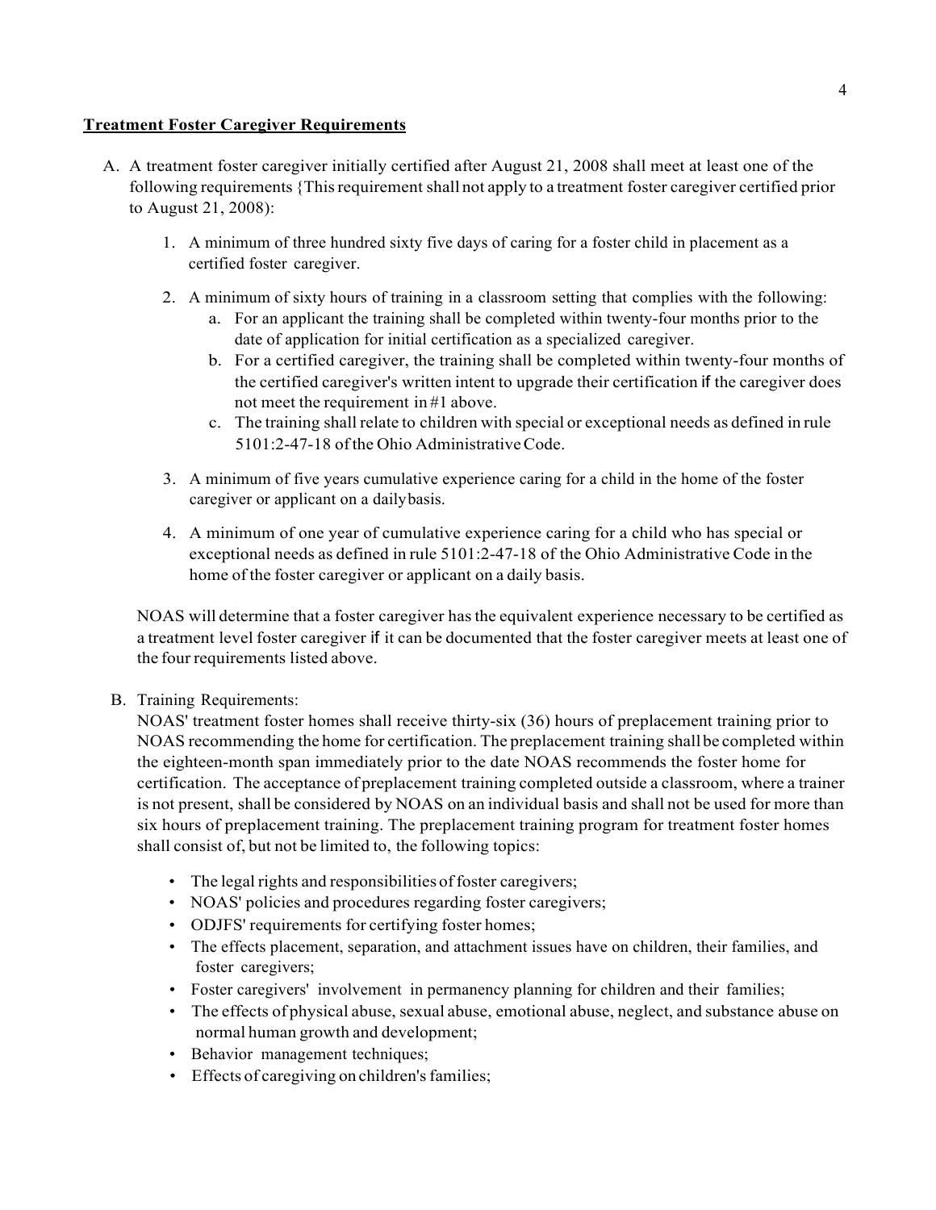**Treatment Foster Caregiver Requirements**

A. A treatment foster caregiver initially certified after August 21, 2008 shall meet at least one of the following requirements {This requirement shall not apply to a treatment foster caregiver certified prior to August 21, 2008):

   1. A minimum of three hundred sixty five days of caring for a foster child in placement as a certified foster caregiver.

   2. A minimum of sixty hours of training in a classroom setting that complies with the following:
      a. For an applicant the training shall be completed within twenty-four months prior to the date of application for initial certification as a specialized caregiver.
      b. For a certified caregiver, the training shall be completed within twenty-four months of the certified caregiver's written intent to upgrade their certification if the caregiver does not meet the requirement in #1 above.
      c. The training shall relate to children with special or exceptional needs as defined in rule 5101:2-47-18 of the Ohio Administrative Code.

   3. A minimum of five years cumulative experience caring for a child in the home of the foster caregiver or applicant on a daily basis.

   4. A minimum of one year of cumulative experience caring for a child who has special or exceptional needs as defined in rule 5101:2-47-18 of the Ohio Administrative Code in the home of the foster caregiver or applicant on a daily basis.

   NOAS will determine that a foster caregiver has the equivalent experience necessary to be certified as a treatment level foster caregiver if it can be documented that the foster caregiver meets at least one of the four requirements listed above.

B. Training Requirements:
   NOAS' treatment foster homes shall receive thirty-six (36) hours of preplacement training prior to NOAS recommending the home for certification. The preplacement training shall be completed within the eighteen-month span immediately prior to the date NOAS recommends the foster home for certification. The acceptance of preplacement training completed outside a classroom, where a trainer is not present, shall be considered by NOAS on an individual basis and shall not be used for more than six hours of preplacement training. The preplacement training program for treatment foster homes shall consist of, but not be limited to, the following topics:

   - The legal rights and responsibilities of foster caregivers;
   - NOAS' policies and procedures regarding foster caregivers;
   - ODJFS' requirements for certifying foster homes;
   - The effects placement, separation, and attachment issues have on children, their families, and foster caregivers;
   - Foster caregivers' involvement in permanency planning for children and their families;
   - The effects of physical abuse, sexual abuse, emotional abuse, neglect, and substance abuse on normal human growth and development;
   - Behavior management techniques;
   - Effects of caregiving on children's families;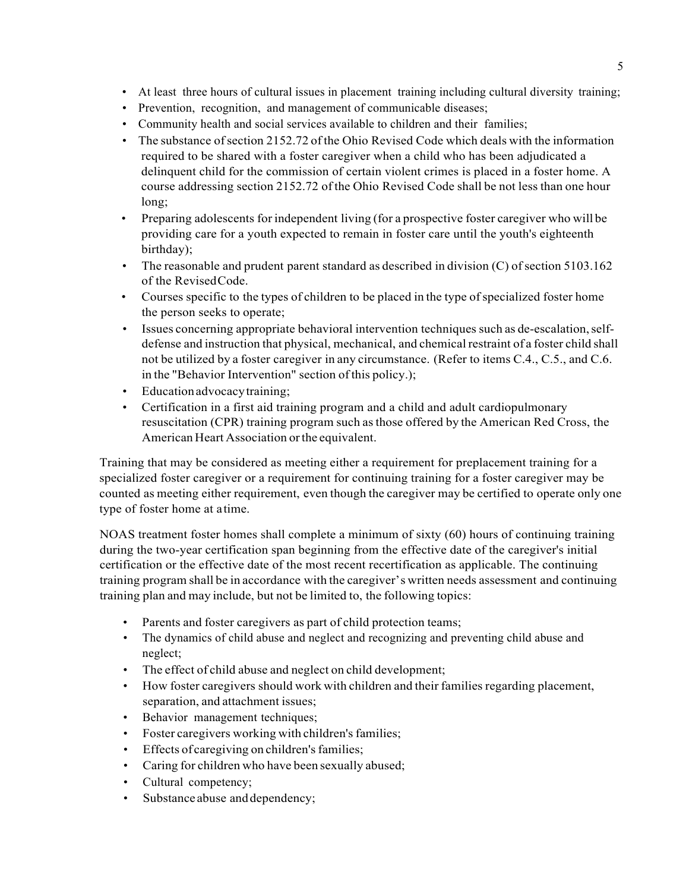- At least three hours of cultural issues in placement training including cultural diversity training;
- Prevention, recognition, and management of communicable diseases;
- Community health and social services available to children and their families;
- The substance of section 2152.72 of the Ohio Revised Code which deals with the information required to be shared with a foster caregiver when a child who has been adjudicated a delinquent child for the commission of certain violent crimes is placed in a foster home. A course addressing section 2152.72 of the Ohio Revised Code shall be not less than one hour long;
- Preparing adolescents for independent living (for a prospective foster caregiver who will be providing care for a youth expected to remain in foster care until the youth's eighteenth birthday);
- The reasonable and prudent parent standard as described in division (C) of section 5103.162 of the Revised Code.
- Courses specific to the types of children to be placed in the type of specialized foster home the person seeks to operate;
- Issues concerning appropriate behavioral intervention techniques such as de-escalation, self-defense and instruction that physical, mechanical, and chemical restraint of a foster child shall not be utilized by a foster caregiver in any circumstance. (Refer to items C.4., C.5., and C.6. in the "Behavior Intervention" section of this policy.);
- Education advocacy training;
- Certification in a first aid training program and a child and adult cardiopulmonary resuscitation (CPR) training program such as those offered by the American Red Cross, the American Heart Association or the equivalent.

Training that may be considered as meeting either a requirement for preplacement training for a specialized foster caregiver or a requirement for continuing training for a foster caregiver may be counted as meeting either requirement, even though the caregiver may be certified to operate only one type of foster home at a time.

NOAS treatment foster homes shall complete a minimum of sixty (60) hours of continuing training during the two-year certification span beginning from the effective date of the caregiver's initial certification or the effective date of the most recent recertification as applicable. The continuing training program shall be in accordance with the caregiver's written needs assessment and continuing training plan and may include, but not be limited to, the following topics:

- Parents and foster caregivers as part of child protection teams;
- The dynamics of child abuse and neglect and recognizing and preventing child abuse and neglect;
- The effect of child abuse and neglect on child development;
- How foster caregivers should work with children and their families regarding placement, separation, and attachment issues;
- Behavior management techniques;
- Foster caregivers working with children's families;
- Effects of caregiving on children's families;
- Caring for children who have been sexually abused;
- Cultural competency;
- Substance abuse and dependency;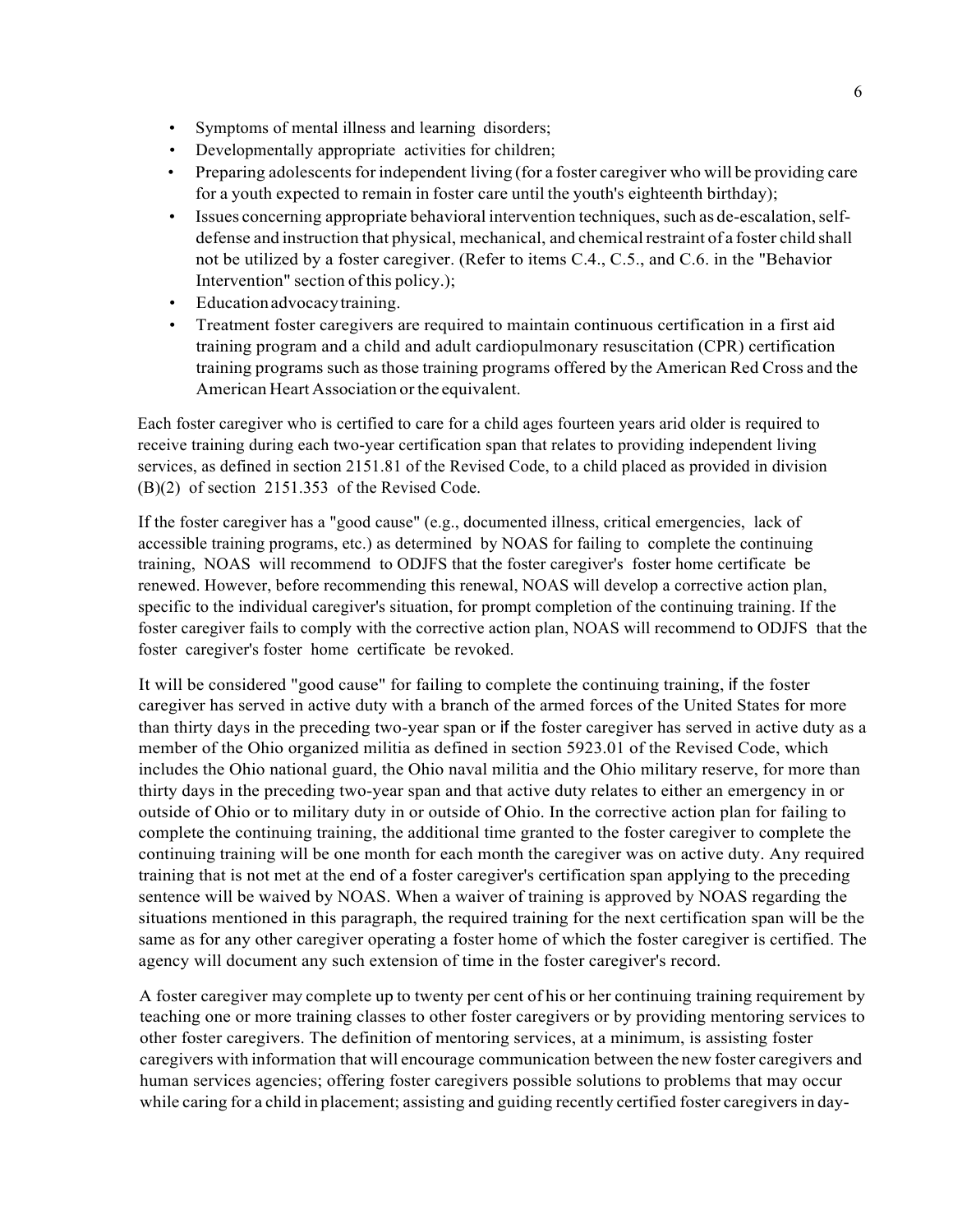- Symptoms of mental illness and learning disorders;
- Developmentally appropriate activities for children;
- Preparing adolescents for independent living (for a foster caregiver who will be providing care for a youth expected to remain in foster care until the youth's eighteenth birthday);
- Issues concerning appropriate behavioral intervention techniques, such as de-escalation, self-defense and instruction that physical, mechanical, and chemical restraint of a foster child shall not be utilized by a foster caregiver. (Refer to items C.4., C.5., and C.6. in the "Behavior Intervention" section of this policy.);
- Education advocacy training.
- Treatment foster caregivers are required to maintain continuous certification in a first aid training program and a child and adult cardiopulmonary resuscitation (CPR) certification training programs such as those training programs offered by the American Red Cross and the American Heart Association or the equivalent.

Each foster caregiver who is certified to care for a child ages fourteen years arid older is required to receive training during each two-year certification span that relates to providing independent living services, as defined in section 2151.81 of the Revised Code, to a child placed as provided in division (B)(2) of section 2151.353 of the Revised Code.

If the foster caregiver has a "good cause" (e.g., documented illness, critical emergencies, lack of accessible training programs, etc.) as determined by NOAS for failing to complete the continuing training, NOAS will recommend to ODJFS that the foster caregiver's foster home certificate be renewed. However, before recommending this renewal, NOAS will develop a corrective action plan, specific to the individual caregiver's situation, for prompt completion of the continuing training. If the foster caregiver fails to comply with the corrective action plan, NOAS will recommend to ODJFS that the foster caregiver's foster home certificate be revoked.

It will be considered "good cause" for failing to complete the continuing training, if the foster caregiver has served in active duty with a branch of the armed forces of the United States for more than thirty days in the preceding two-year span or if the foster caregiver has served in active duty as a member of the Ohio organized militia as defined in section 5923.01 of the Revised Code, which includes the Ohio national guard, the Ohio naval militia and the Ohio military reserve, for more than thirty days in the preceding two-year span and that active duty relates to either an emergency in or outside of Ohio or to military duty in or outside of Ohio. In the corrective action plan for failing to complete the continuing training, the additional time granted to the foster caregiver to complete the continuing training will be one month for each month the caregiver was on active duty. Any required training that is not met at the end of a foster caregiver's certification span applying to the preceding sentence will be waived by NOAS. When a waiver of training is approved by NOAS regarding the situations mentioned in this paragraph, the required training for the next certification span will be the same as for any other caregiver operating a foster home of which the foster caregiver is certified. The agency will document any such extension of time in the foster caregiver's record.

A foster caregiver may complete up to twenty per cent of his or her continuing training requirement by teaching one or more training classes to other foster caregivers or by providing mentoring services to other foster caregivers. The definition of mentoring services, at a minimum, is assisting foster caregivers with information that will encourage communication between the new foster caregivers and human services agencies; offering foster caregivers possible solutions to problems that may occur while caring for a child in placement; assisting and guiding recently certified foster caregivers in day-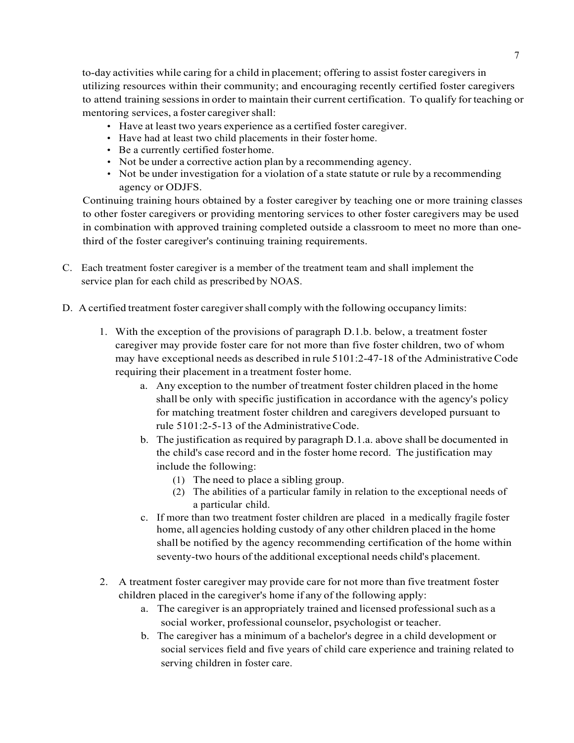to-day activities while caring for a child in placement; offering to assist foster caregivers in utilizing resources within their community; and encouraging recently certified foster caregivers to attend training sessions in order to maintain their current certification. To qualify for teaching or mentoring services, a foster caregiver shall:

- Have at least two years experience as a certified foster caregiver.
- Have had at least two child placements in their foster home.
- Be a currently certified foster home.
- Not be under a corrective action plan by a recommending agency.
- Not be under investigation for a violation of a state statute or rule by a recommending agency or ODJFS.

Continuing training hours obtained by a foster caregiver by teaching one or more training classes to other foster caregivers or providing mentoring services to other foster caregivers may be used in combination with approved training completed outside a classroom to meet no more than one-third of the foster caregiver's continuing training requirements.

C. Each treatment foster caregiver is a member of the treatment team and shall implement the service plan for each child as prescribed by NOAS.

D. A certified treatment foster caregiver shall comply with the following occupancy limits:

1. With the exception of the provisions of paragraph D.1.b. below, a treatment foster caregiver may provide foster care for not more than five foster children, two of whom may have exceptional needs as described in rule 5101:2-47-18 of the Administrative Code requiring their placement in a treatment foster home.
    a. Any exception to the number of treatment foster children placed in the home shall be only with specific justification in accordance with the agency's policy for matching treatment foster children and caregivers developed pursuant to rule 5101:2-5-13 of the Administrative Code.
    b. The justification as required by paragraph D.1.a. above shall be documented in the child's case record and in the foster home record. The justification may include the following:
        (1) The need to place a sibling group.
        (2) The abilities of a particular family in relation to the exceptional needs of a particular child.
    c. If more than two treatment foster children are placed in a medically fragile foster home, all agencies holding custody of any other children placed in the home shall be notified by the agency recommending certification of the home within seventy-two hours of the additional exceptional needs child's placement.

2. A treatment foster caregiver may provide care for not more than five treatment foster children placed in the caregiver's home if any of the following apply:
    a. The caregiver is an appropriately trained and licensed professional such as a social worker, professional counselor, psychologist or teacher.
    b. The caregiver has a minimum of a bachelor's degree in a child development or social services field and five years of child care experience and training related to serving children in foster care.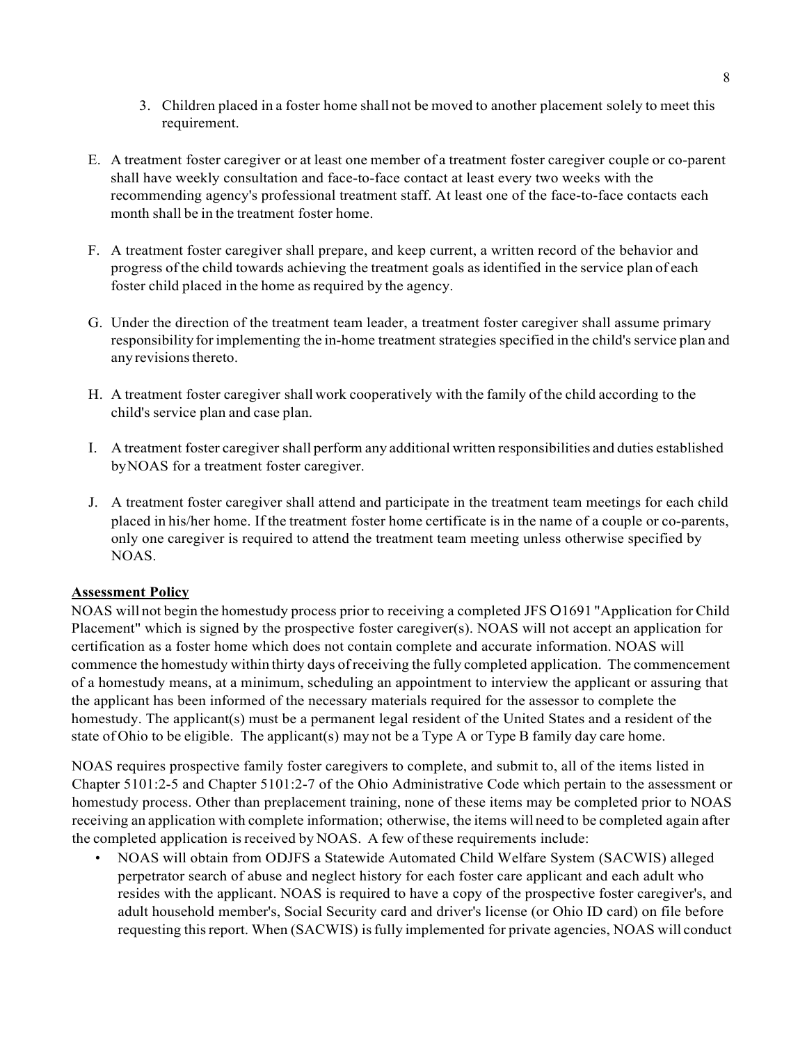3. Children placed in a foster home shall not be moved to another placement solely to meet this requirement.

E. A treatment foster caregiver or at least one member of a treatment foster caregiver couple or co-parent shall have weekly consultation and face-to-face contact at least every two weeks with the recommending agency's professional treatment staff. At least one of the face-to-face contacts each month shall be in the treatment foster home.

F. A treatment foster caregiver shall prepare, and keep current, a written record of the behavior and progress of the child towards achieving the treatment goals as identified in the service plan of each foster child placed in the home as required by the agency.

G. Under the direction of the treatment team leader, a treatment foster caregiver shall assume primary responsibility for implementing the in-home treatment strategies specified in the child's service plan and any revisions thereto.

H. A treatment foster caregiver shall work cooperatively with the family of the child according to the child's service plan and case plan.

I. A treatment foster caregiver shall perform any additional written responsibilities and duties established byNOAS for a treatment foster caregiver.

J. A treatment foster caregiver shall attend and participate in the treatment team meetings for each child placed in his/her home. If the treatment foster home certificate is in the name of a couple or co-parents, only one caregiver is required to attend the treatment team meeting unless otherwise specified by NOAS.

**Assessment Policy**

NOAS will not begin the homestudy process prior to receiving a completed JFS O1691 "Application for Child Placement" which is signed by the prospective foster caregiver(s). NOAS will not accept an application for certification as a foster home which does not contain complete and accurate information. NOAS will commence the homestudy within thirty days of receiving the fully completed application. The commencement of a homestudy means, at a minimum, scheduling an appointment to interview the applicant or assuring that the applicant has been informed of the necessary materials required for the assessor to complete the homestudy. The applicant(s) must be a permanent legal resident of the United States and a resident of the state of Ohio to be eligible. The applicant(s) may not be a Type A or Type B family day care home.

NOAS requires prospective family foster caregivers to complete, and submit to, all of the items listed in Chapter 5101:2-5 and Chapter 5101:2-7 of the Ohio Administrative Code which pertain to the assessment or homestudy process. Other than preplacement training, none of these items may be completed prior to NOAS receiving an application with complete information; otherwise, the items will need to be completed again after the completed application is received by NOAS. A few of these requirements include:

- NOAS will obtain from ODJFS a Statewide Automated Child Welfare System (SACWIS) alleged perpetrator search of abuse and neglect history for each foster care applicant and each adult who resides with the applicant. NOAS is required to have a copy of the prospective foster caregiver's, and adult household member's, Social Security card and driver's license (or Ohio ID card) on file before requesting this report. When (SACWIS) is fully implemented for private agencies, NOAS will conduct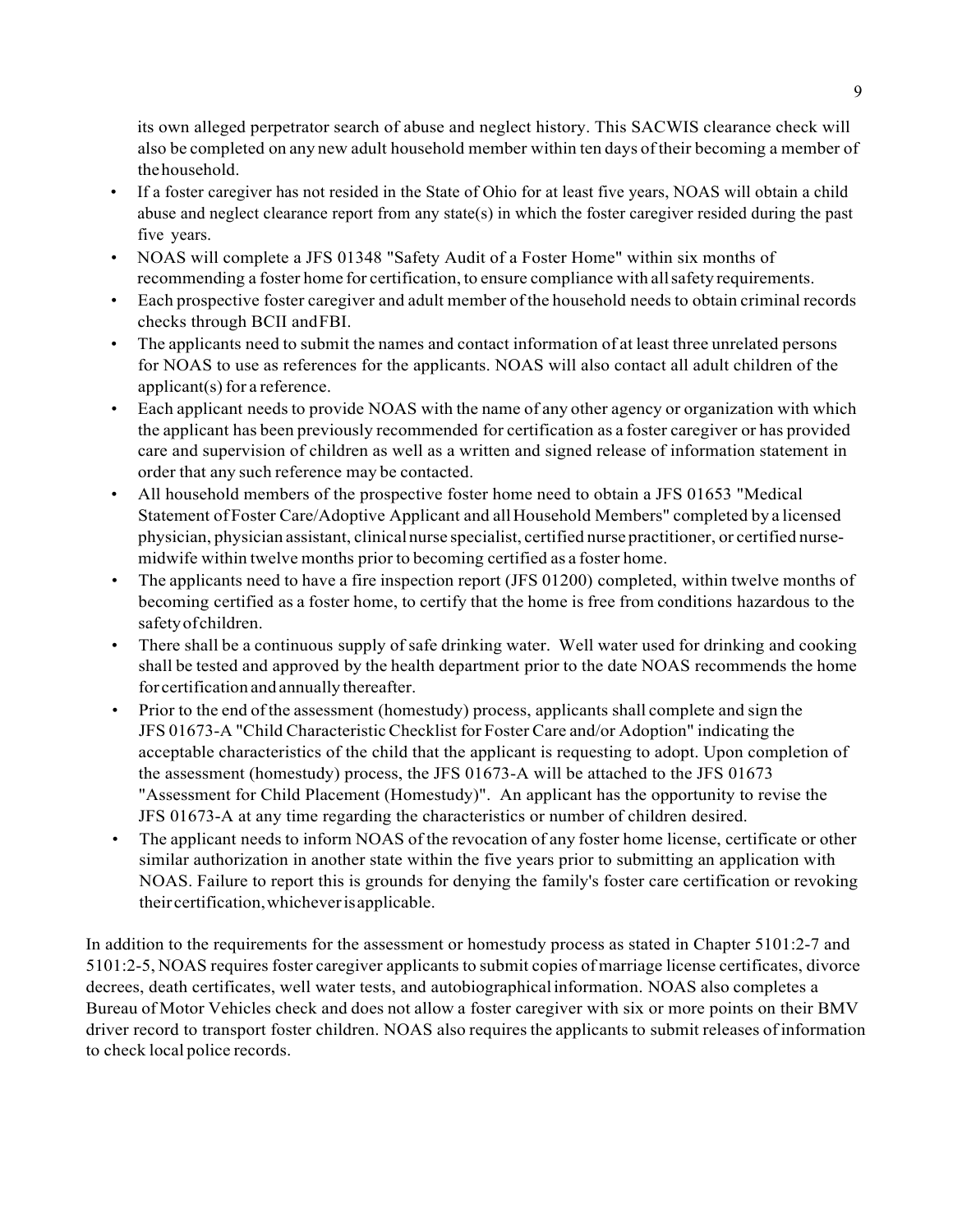its own alleged perpetrator search of abuse and neglect history. This SACWIS clearance check will also be completed on any new adult household member within ten days of their becoming a member of the household.

- If a foster caregiver has not resided in the State of Ohio for at least five years, NOAS will obtain a child abuse and neglect clearance report from any state(s) in which the foster caregiver resided during the past five years.
- NOAS will complete a JFS 01348 "Safety Audit of a Foster Home" within six months of recommending a foster home for certification, to ensure compliance with all safety requirements.
- Each prospective foster caregiver and adult member of the household needs to obtain criminal records checks through BCII and FBI.
- The applicants need to submit the names and contact information of at least three unrelated persons for NOAS to use as references for the applicants. NOAS will also contact all adult children of the applicant(s) for a reference.
- Each applicant needs to provide NOAS with the name of any other agency or organization with which the applicant has been previously recommended for certification as a foster caregiver or has provided care and supervision of children as well as a written and signed release of information statement in order that any such reference may be contacted.
- All household members of the prospective foster home need to obtain a JFS 01653 "Medical Statement of Foster Care/Adoptive Applicant and all Household Members" completed by a licensed physician, physician assistant, clinical nurse specialist, certified nurse practitioner, or certified nurse-midwife within twelve months prior to becoming certified as a foster home.
- The applicants need to have a fire inspection report (JFS 01200) completed, within twelve months of becoming certified as a foster home, to certify that the home is free from conditions hazardous to the safety of children.
- There shall be a continuous supply of safe drinking water. Well water used for drinking and cooking shall be tested and approved by the health department prior to the date NOAS recommends the home for certification and annually thereafter.
- Prior to the end of the assessment (homestudy) process, applicants shall complete and sign the JFS 01673-A "Child Characteristic Checklist for Foster Care and/or Adoption" indicating the acceptable characteristics of the child that the applicant is requesting to adopt. Upon completion of the assessment (homestudy) process, the JFS 01673-A will be attached to the JFS 01673 "Assessment for Child Placement (Homestudy)". An applicant has the opportunity to revise the JFS 01673-A at any time regarding the characteristics or number of children desired.
- The applicant needs to inform NOAS of the revocation of any foster home license, certificate or other similar authorization in another state within the five years prior to submitting an application with NOAS. Failure to report this is grounds for denying the family's foster care certification or revoking their certification, whichever is applicable.

In addition to the requirements for the assessment or homestudy process as stated in Chapter 5101:2-7 and 5101:2-5, NOAS requires foster caregiver applicants to submit copies of marriage license certificates, divorce decrees, death certificates, well water tests, and autobiographical information. NOAS also completes a Bureau of Motor Vehicles check and does not allow a foster caregiver with six or more points on their BMV driver record to transport foster children. NOAS also requires the applicants to submit releases of information to check local police records.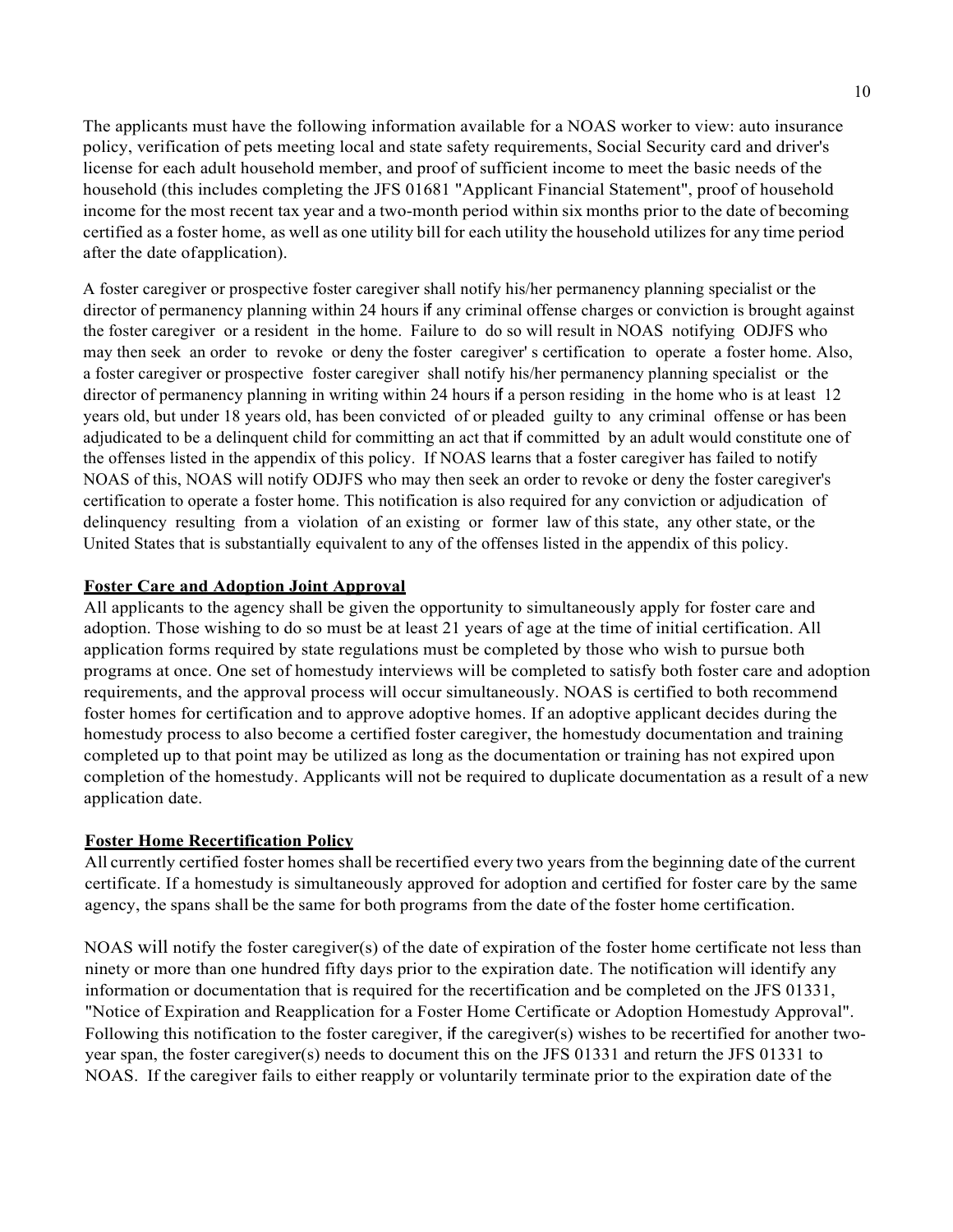The applicants must have the following information available for a NOAS worker to view: auto insurance policy, verification of pets meeting local and state safety requirements, Social Security card and driver's license for each adult household member, and proof of sufficient income to meet the basic needs of the household (this includes completing the JFS 01681 "Applicant Financial Statement", proof of household income for the most recent tax year and a two-month period within six months prior to the date of becoming certified as a foster home, as well as one utility bill for each utility the household utilizes for any time period after the date ofapplication).

A foster caregiver or prospective foster caregiver shall notify his/her permanency planning specialist or the director of permanency planning within 24 hours if any criminal offense charges or conviction is brought against the foster caregiver or a resident in the home. Failure to do so will result in NOAS notifying ODJFS who may then seek an order to revoke or deny the foster caregiver' s certification to operate a foster home. Also, a foster caregiver or prospective foster caregiver shall notify his/her permanency planning specialist or the director of permanency planning in writing within 24 hours if a person residing in the home who is at least 12 years old, but under 18 years old, has been convicted of or pleaded guilty to any criminal offense or has been adjudicated to be a delinquent child for committing an act that if committed by an adult would constitute one of the offenses listed in the appendix of this policy. If NOAS learns that a foster caregiver has failed to notify NOAS of this, NOAS will notify ODJFS who may then seek an order to revoke or deny the foster caregiver's certification to operate a foster home. This notification is also required for any conviction or adjudication of delinquency resulting from a violation of an existing or former law of this state, any other state, or the United States that is substantially equivalent to any of the offenses listed in the appendix of this policy.

**Foster Care and Adoption Joint Approval**

All applicants to the agency shall be given the opportunity to simultaneously apply for foster care and adoption. Those wishing to do so must be at least 21 years of age at the time of initial certification. All application forms required by state regulations must be completed by those who wish to pursue both programs at once. One set of homestudy interviews will be completed to satisfy both foster care and adoption requirements, and the approval process will occur simultaneously. NOAS is certified to both recommend foster homes for certification and to approve adoptive homes. If an adoptive applicant decides during the homestudy process to also become a certified foster caregiver, the homestudy documentation and training completed up to that point may be utilized as long as the documentation or training has not expired upon completion of the homestudy. Applicants will not be required to duplicate documentation as a result of a new application date.

**Foster Home Recertification Policy**

All currently certified foster homes shall be recertified every two years from the beginning date of the current certificate. If a homestudy is simultaneously approved for adoption and certified for foster care by the same agency, the spans shall be the same for both programs from the date of the foster home certification.

NOAS will notify the foster caregiver(s) of the date of expiration of the foster home certificate not less than ninety or more than one hundred fifty days prior to the expiration date. The notification will identify any information or documentation that is required for the recertification and be completed on the JFS 01331, "Notice of Expiration and Reapplication for a Foster Home Certificate or Adoption Homestudy Approval". Following this notification to the foster caregiver, if the caregiver(s) wishes to be recertified for another two-year span, the foster caregiver(s) needs to document this on the JFS 01331 and return the JFS 01331 to NOAS. If the caregiver fails to either reapply or voluntarily terminate prior to the expiration date of the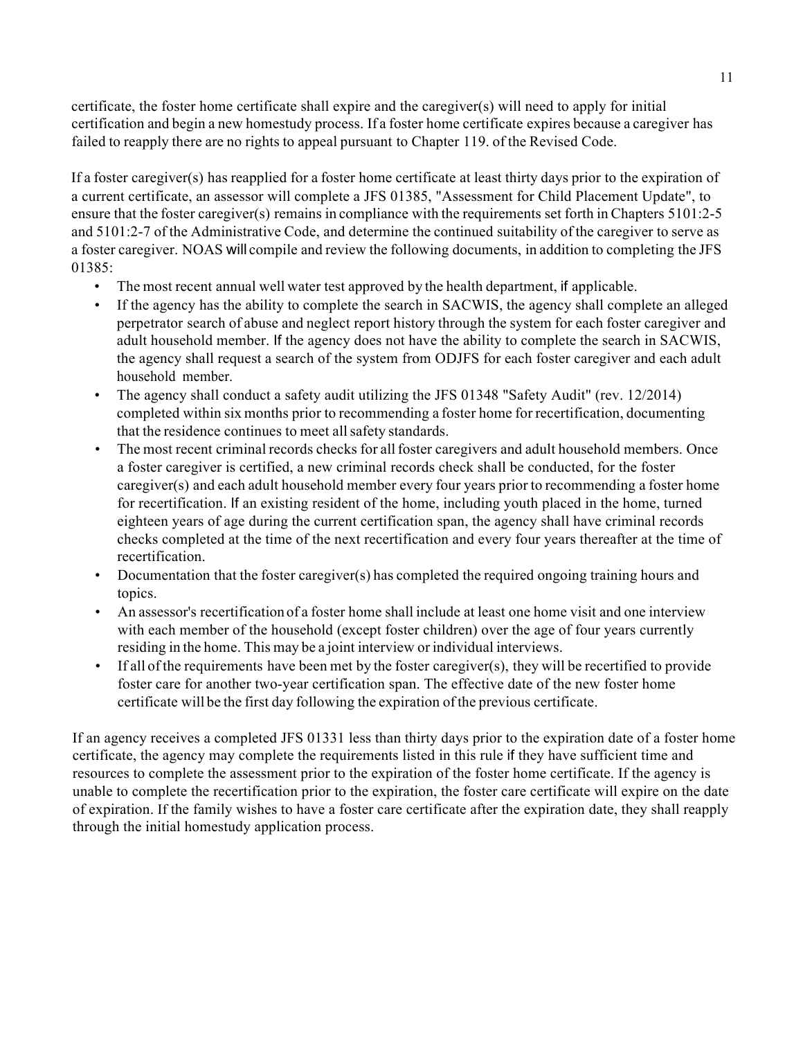certificate, the foster home certificate shall expire and the caregiver(s) will need to apply for initial certification and begin a new homestudy process. If a foster home certificate expires because a caregiver has failed to reapply there are no rights to appeal pursuant to Chapter 119. of the Revised Code.

If a foster caregiver(s) has reapplied for a foster home certificate at least thirty days prior to the expiration of a current certificate, an assessor will complete a JFS 01385, "Assessment for Child Placement Update", to ensure that the foster caregiver(s) remains in compliance with the requirements set forth in Chapters 5101:2-5 and 5101:2-7 of the Administrative Code, and determine the continued suitability of the caregiver to serve as a foster caregiver. NOAS will compile and review the following documents, in addition to completing the JFS 01385:

- The most recent annual well water test approved by the health department, if applicable.
- If the agency has the ability to complete the search in SACWIS, the agency shall complete an alleged perpetrator search of abuse and neglect report history through the system for each foster caregiver and adult household member. If the agency does not have the ability to complete the search in SACWIS, the agency shall request a search of the system from ODJFS for each foster caregiver and each adult household member.
- The agency shall conduct a safety audit utilizing the JFS 01348 "Safety Audit" (rev. 12/2014) completed within six months prior to recommending a foster home for recertification, documenting that the residence continues to meet all safety standards.
- The most recent criminal records checks for all foster caregivers and adult household members. Once a foster caregiver is certified, a new criminal records check shall be conducted, for the foster caregiver(s) and each adult household member every four years prior to recommending a foster home for recertification. If an existing resident of the home, including youth placed in the home, turned eighteen years of age during the current certification span, the agency shall have criminal records checks completed at the time of the next recertification and every four years thereafter at the time of recertification.
- Documentation that the foster caregiver(s) has completed the required ongoing training hours and topics.
- An assessor's recertification of a foster home shall include at least one home visit and one interview with each member of the household (except foster children) over the age of four years currently residing in the home. This may be a joint interview or individual interviews.
- If all of the requirements have been met by the foster caregiver(s), they will be recertified to provide foster care for another two-year certification span. The effective date of the new foster home certificate will be the first day following the expiration of the previous certificate.

If an agency receives a completed JFS 01331 less than thirty days prior to the expiration date of a foster home certificate, the agency may complete the requirements listed in this rule if they have sufficient time and resources to complete the assessment prior to the expiration of the foster home certificate. If the agency is unable to complete the recertification prior to the expiration, the foster care certificate will expire on the date of expiration. If the family wishes to have a foster care certificate after the expiration date, they shall reapply through the initial homestudy application process.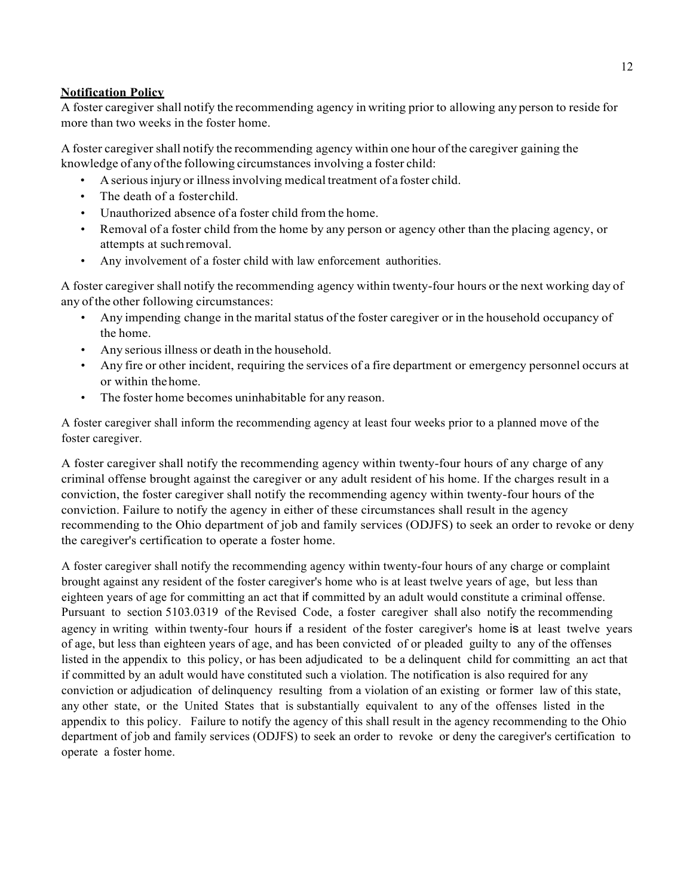**Notification Policy**

A foster caregiver shall notify the recommending agency in writing prior to allowing any person to reside for more than two weeks in the foster home.

A foster caregiver shall notify the recommending agency within one hour of the caregiver gaining the knowledge of any of the following circumstances involving a foster child:

- A serious injury or illness involving medical treatment of a foster child.
- The death of a foster child.
- Unauthorized absence of a foster child from the home.
- Removal of a foster child from the home by any person or agency other than the placing agency, or attempts at such removal.
- Any involvement of a foster child with law enforcement authorities.

A foster caregiver shall notify the recommending agency within twenty-four hours or the next working day of any of the other following circumstances:

- Any impending change in the marital status of the foster caregiver or in the household occupancy of the home.
- Any serious illness or death in the household.
- Any fire or other incident, requiring the services of a fire department or emergency personnel occurs at or within the home.
- The foster home becomes uninhabitable for any reason.

A foster caregiver shall inform the recommending agency at least four weeks prior to a planned move of the foster caregiver.

A foster caregiver shall notify the recommending agency within twenty-four hours of any charge of any criminal offense brought against the caregiver or any adult resident of his home. If the charges result in a conviction, the foster caregiver shall notify the recommending agency within twenty-four hours of the conviction. Failure to notify the agency in either of these circumstances shall result in the agency recommending to the Ohio department of job and family services (ODJFS) to seek an order to revoke or deny the caregiver's certification to operate a foster home.

A foster caregiver shall notify the recommending agency within twenty-four hours of any charge or complaint brought against any resident of the foster caregiver's home who is at least twelve years of age, but less than eighteen years of age for committing an act that if committed by an adult would constitute a criminal offense. Pursuant to section 5103.0319 of the Revised Code, a foster caregiver shall also notify the recommending agency in writing within twenty-four hours if a resident of the foster caregiver's home is at least twelve years of age, but less than eighteen years of age, and has been convicted of or pleaded guilty to any of the offenses listed in the appendix to this policy, or has been adjudicated to be a delinquent child for committing an act that if committed by an adult would have constituted such a violation. The notification is also required for any conviction or adjudication of delinquency resulting from a violation of an existing or former law of this state, any other state, or the United States that is substantially equivalent to any of the offenses listed in the appendix to this policy. Failure to notify the agency of this shall result in the agency recommending to the Ohio department of job and family services (ODJFS) to seek an order to revoke or deny the caregiver's certification to operate a foster home.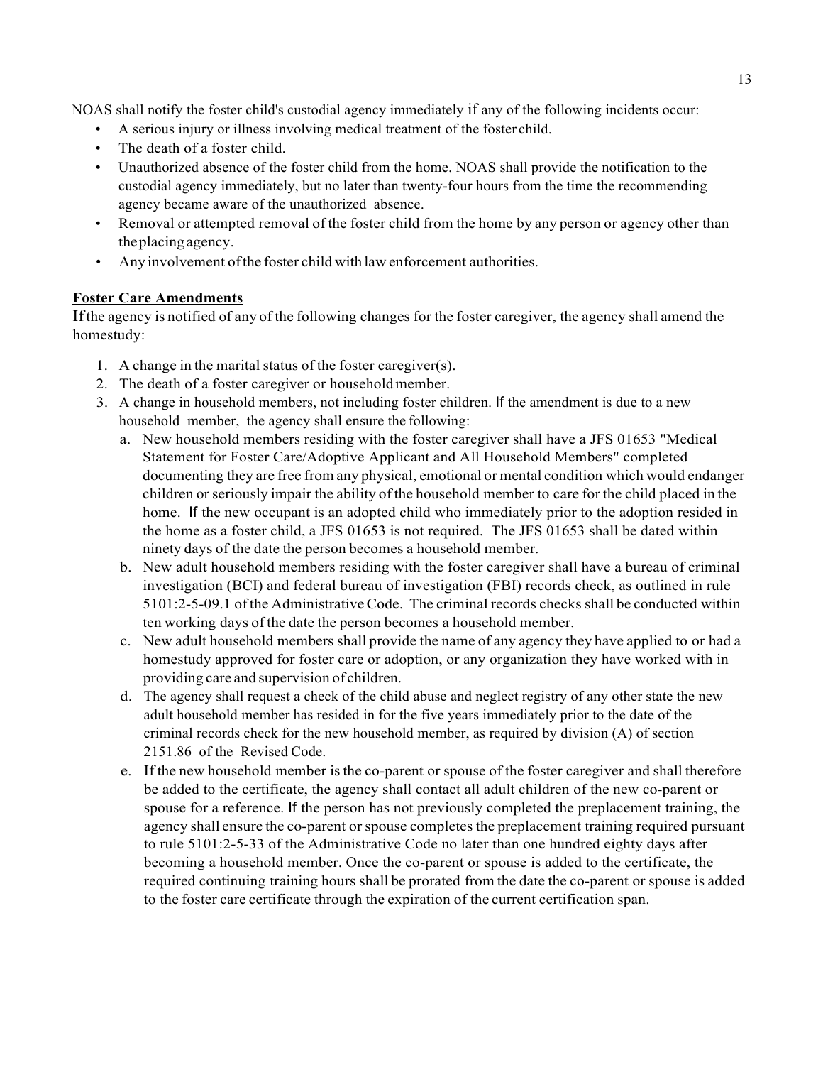NOAS shall notify the foster child's custodial agency immediately if any of the following incidents occur:

- A serious injury or illness involving medical treatment of the foster child.
- The death of a foster child.
- Unauthorized absence of the foster child from the home. NOAS shall provide the notification to the custodial agency immediately, but no later than twenty-four hours from the time the recommending agency became aware of the unauthorized absence.
- Removal or attempted removal of the foster child from the home by any person or agency other than the placing agency.
- Any involvement of the foster child with law enforcement authorities.

**Foster Care Amendments**

If the agency is notified of any of the following changes for the foster caregiver, the agency shall amend the homestudy:

1. A change in the marital status of the foster caregiver(s).
2. The death of a foster caregiver or household member.
3. A change in household members, not including foster children. If the amendment is due to a new household member, the agency shall ensure the following:
   a. New household members residing with the foster caregiver shall have a JFS 01653 "Medical Statement for Foster Care/Adoptive Applicant and All Household Members" completed documenting they are free from any physical, emotional or mental condition which would endanger children or seriously impair the ability of the household member to care for the child placed in the home. If the new occupant is an adopted child who immediately prior to the adoption resided in the home as a foster child, a JFS 01653 is not required. The JFS 01653 shall be dated within ninety days of the date the person becomes a household member.
   b. New adult household members residing with the foster caregiver shall have a bureau of criminal investigation (BCI) and federal bureau of investigation (FBI) records check, as outlined in rule 5101:2-5-09.1 of the Administrative Code. The criminal records checks shall be conducted within ten working days of the date the person becomes a household member.
   c. New adult household members shall provide the name of any agency they have applied to or had a homestudy approved for foster care or adoption, or any organization they have worked with in providing care and supervision of children.
   d. The agency shall request a check of the child abuse and neglect registry of any other state the new adult household member has resided in for the five years immediately prior to the date of the criminal records check for the new household member, as required by division (A) of section 2151.86 of the Revised Code.
   e. If the new household member is the co-parent or spouse of the foster caregiver and shall therefore be added to the certificate, the agency shall contact all adult children of the new co-parent or spouse for a reference. If the person has not previously completed the preplacement training, the agency shall ensure the co-parent or spouse completes the preplacement training required pursuant to rule 5101:2-5-33 of the Administrative Code no later than one hundred eighty days after becoming a household member. Once the co-parent or spouse is added to the certificate, the required continuing training hours shall be prorated from the date the co-parent or spouse is added to the foster care certificate through the expiration of the current certification span.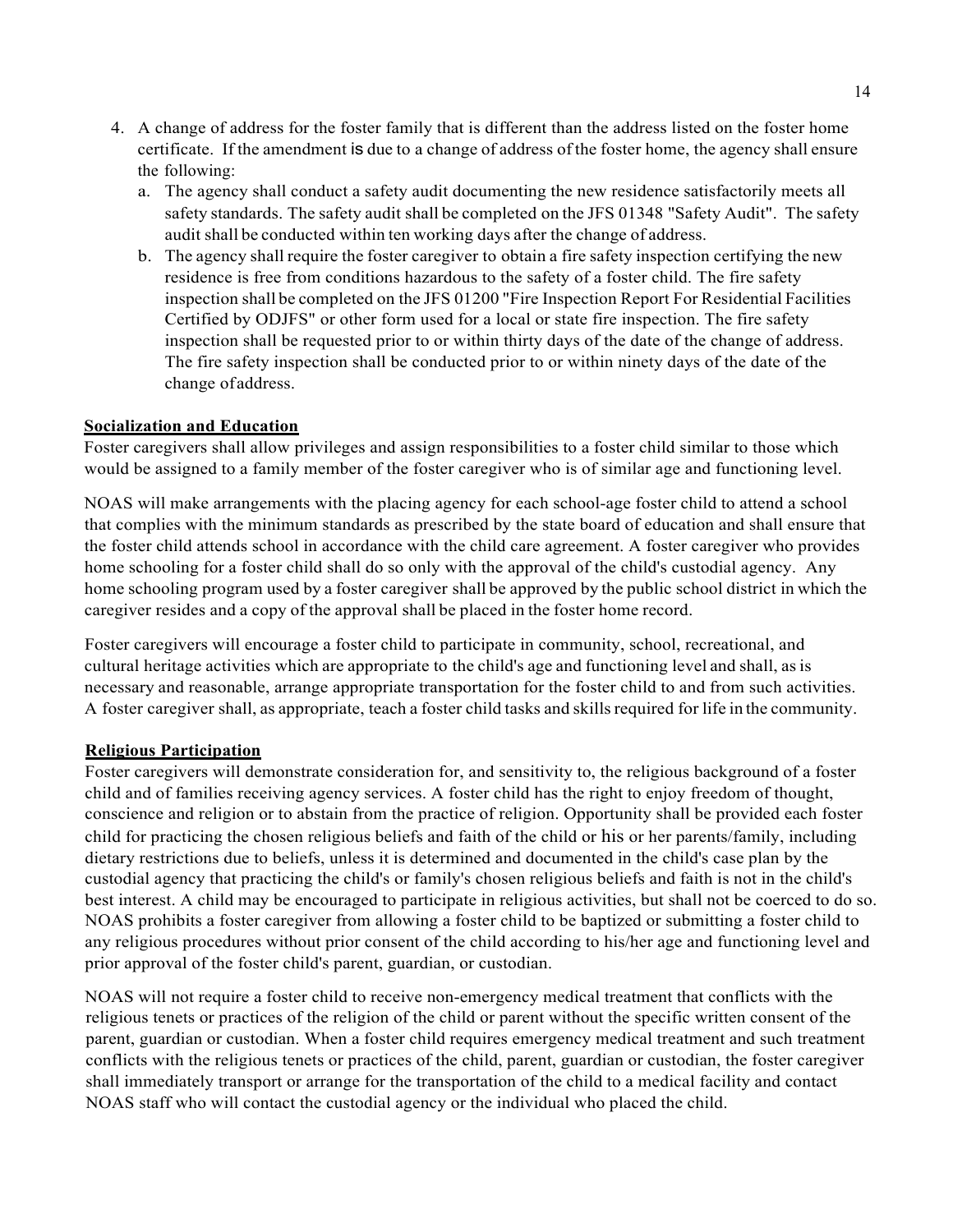4. A change of address for the foster family that is different than the address listed on the foster home certificate. If the amendment is due to a change of address of the foster home, the agency shall ensure the following:
   a. The agency shall conduct a safety audit documenting the new residence satisfactorily meets all safety standards. The safety audit shall be completed on the JFS 01348 "Safety Audit". The safety audit shall be conducted within ten working days after the change of address.
   b. The agency shall require the foster caregiver to obtain a fire safety inspection certifying the new residence is free from conditions hazardous to the safety of a foster child. The fire safety inspection shall be completed on the JFS 01200 "Fire Inspection Report For Residential Facilities Certified by ODJFS" or other form used for a local or state fire inspection. The fire safety inspection shall be requested prior to or within thirty days of the date of the change of address. The fire safety inspection shall be conducted prior to or within ninety days of the date of the change of address.

**Socialization and Education**

Foster caregivers shall allow privileges and assign responsibilities to a foster child similar to those which would be assigned to a family member of the foster caregiver who is of similar age and functioning level.

NOAS will make arrangements with the placing agency for each school-age foster child to attend a school that complies with the minimum standards as prescribed by the state board of education and shall ensure that the foster child attends school in accordance with the child care agreement. A foster caregiver who provides home schooling for a foster child shall do so only with the approval of the child's custodial agency. Any home schooling program used by a foster caregiver shall be approved by the public school district in which the caregiver resides and a copy of the approval shall be placed in the foster home record.

Foster caregivers will encourage a foster child to participate in community, school, recreational, and cultural heritage activities which are appropriate to the child's age and functioning level and shall, as is necessary and reasonable, arrange appropriate transportation for the foster child to and from such activities. A foster caregiver shall, as appropriate, teach a foster child tasks and skills required for life in the community.

**Religious Participation**

Foster caregivers will demonstrate consideration for, and sensitivity to, the religious background of a foster child and of families receiving agency services. A foster child has the right to enjoy freedom of thought, conscience and religion or to abstain from the practice of religion. Opportunity shall be provided each foster child for practicing the chosen religious beliefs and faith of the child or his or her parents/family, including dietary restrictions due to beliefs, unless it is determined and documented in the child's case plan by the custodial agency that practicing the child's or family's chosen religious beliefs and faith is not in the child's best interest. A child may be encouraged to participate in religious activities, but shall not be coerced to do so. NOAS prohibits a foster caregiver from allowing a foster child to be baptized or submitting a foster child to any religious procedures without prior consent of the child according to his/her age and functioning level and prior approval of the foster child's parent, guardian, or custodian.

NOAS will not require a foster child to receive non-emergency medical treatment that conflicts with the religious tenets or practices of the religion of the child or parent without the specific written consent of the parent, guardian or custodian. When a foster child requires emergency medical treatment and such treatment conflicts with the religious tenets or practices of the child, parent, guardian or custodian, the foster caregiver shall immediately transport or arrange for the transportation of the child to a medical facility and contact NOAS staff who will contact the custodial agency or the individual who placed the child.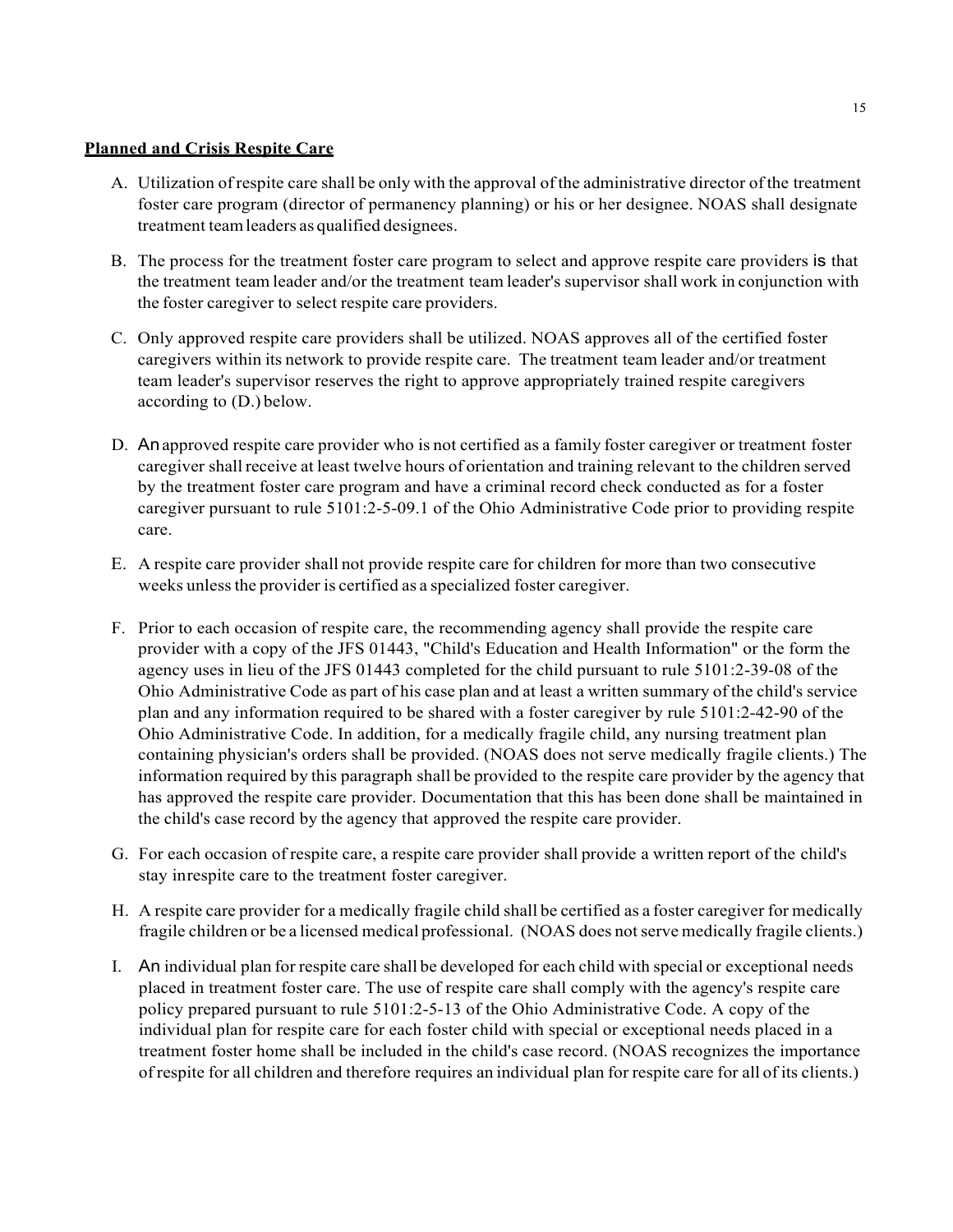**Planned and Crisis Respite Care**

A. Utilization of respite care shall be only with the approval of the administrative director of the treatment foster care program (director of permanency planning) or his or her designee. NOAS shall designate treatment team leaders as qualified designees.

B. The process for the treatment foster care program to select and approve respite care providers is that the treatment team leader and/or the treatment team leader's supervisor shall work in conjunction with the foster caregiver to select respite care providers.

C. Only approved respite care providers shall be utilized. NOAS approves all of the certified foster caregivers within its network to provide respite care. The treatment team leader and/or treatment team leader's supervisor reserves the right to approve appropriately trained respite caregivers according to (D.) below.

D. An approved respite care provider who is not certified as a family foster caregiver or treatment foster caregiver shall receive at least twelve hours of orientation and training relevant to the children served by the treatment foster care program and have a criminal record check conducted as for a foster caregiver pursuant to rule 5101:2-5-09.1 of the Ohio Administrative Code prior to providing respite care.

E. A respite care provider shall not provide respite care for children for more than two consecutive weeks unless the provider is certified as a specialized foster caregiver.

F. Prior to each occasion of respite care, the recommending agency shall provide the respite care provider with a copy of the JFS 01443, "Child's Education and Health Information" or the form the agency uses in lieu of the JFS 01443 completed for the child pursuant to rule 5101:2-39-08 of the Ohio Administrative Code as part of his case plan and at least a written summary of the child's service plan and any information required to be shared with a foster caregiver by rule 5101:2-42-90 of the Ohio Administrative Code. In addition, for a medically fragile child, any nursing treatment plan containing physician's orders shall be provided. (NOAS does not serve medically fragile clients.) The information required by this paragraph shall be provided to the respite care provider by the agency that has approved the respite care provider. Documentation that this has been done shall be maintained in the child's case record by the agency that approved the respite care provider.

G. For each occasion of respite care, a respite care provider shall provide a written report of the child's stay inrespite care to the treatment foster caregiver.

H. A respite care provider for a medically fragile child shall be certified as a foster caregiver for medically fragile children or be a licensed medical professional. (NOAS does not serve medically fragile clients.)

I. An individual plan for respite care shall be developed for each child with special or exceptional needs placed in treatment foster care. The use of respite care shall comply with the agency's respite care policy prepared pursuant to rule 5101:2-5-13 of the Ohio Administrative Code. A copy of the individual plan for respite care for each foster child with special or exceptional needs placed in a treatment foster home shall be included in the child's case record. (NOAS recognizes the importance of respite for all children and therefore requires an individual plan for respite care for all of its clients.)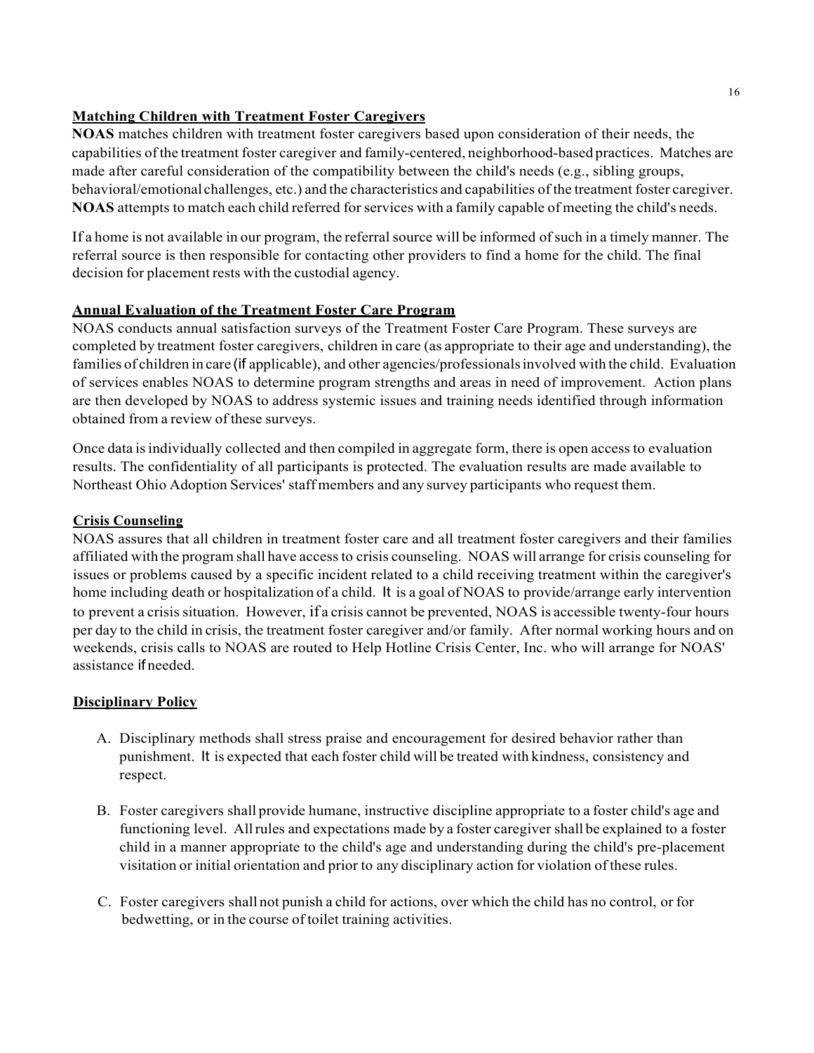**Matching Children with Treatment Foster Caregivers**

**NOAS** matches children with treatment foster caregivers based upon consideration of their needs, the capabilities of the treatment foster caregiver and family-centered, neighborhood-based practices. Matches are made after careful consideration of the compatibility between the child's needs (e.g., sibling groups, behavioral/emotional challenges, etc.) and the characteristics and capabilities of the treatment foster caregiver. **NOAS** attempts to match each child referred for services with a family capable of meeting the child's needs.

If a home is not available in our program, the referral source will be informed of such in a timely manner. The referral source is then responsible for contacting other providers to find a home for the child. The final decision for placement rests with the custodial agency.

**Annual Evaluation of the Treatment Foster Care Program**

NOAS conducts annual satisfaction surveys of the Treatment Foster Care Program. These surveys are completed by treatment foster caregivers, children in care (as appropriate to their age and understanding), the families of children in care (if applicable), and other agencies/professionals involved with the child. Evaluation of services enables NOAS to determine program strengths and areas in need of improvement. Action plans are then developed by NOAS to address systemic issues and training needs identified through information obtained from a review of these surveys.

Once data is individually collected and then compiled in aggregate form, there is open access to evaluation results. The confidentiality of all participants is protected. The evaluation results are made available to Northeast Ohio Adoption Services' staff members and any survey participants who request them.

**Crisis Counseling**

NOAS assures that all children in treatment foster care and all treatment foster caregivers and their families affiliated with the program shall have access to crisis counseling. NOAS will arrange for crisis counseling for issues or problems caused by a specific incident related to a child receiving treatment within the caregiver's home including death or hospitalization of a child. It is a goal of NOAS to provide/arrange early intervention to prevent a crisis situation. However, if a crisis cannot be prevented, NOAS is accessible twenty-four hours per day to the child in crisis, the treatment foster caregiver and/or family. After normal working hours and on weekends, crisis calls to NOAS are routed to Help Hotline Crisis Center, Inc. who will arrange for NOAS' assistance if needed.

**Disciplinary Policy**

A. Disciplinary methods shall stress praise and encouragement for desired behavior rather than punishment. It is expected that each foster child will be treated with kindness, consistency and respect.

B. Foster caregivers shall provide humane, instructive discipline appropriate to a foster child's age and functioning level. All rules and expectations made by a foster caregiver shall be explained to a foster child in a manner appropriate to the child's age and understanding during the child's pre-placement visitation or initial orientation and prior to any disciplinary action for violation of these rules.

C. Foster caregivers shall not punish a child for actions, over which the child has no control, or for bedwetting, or in the course of toilet training activities.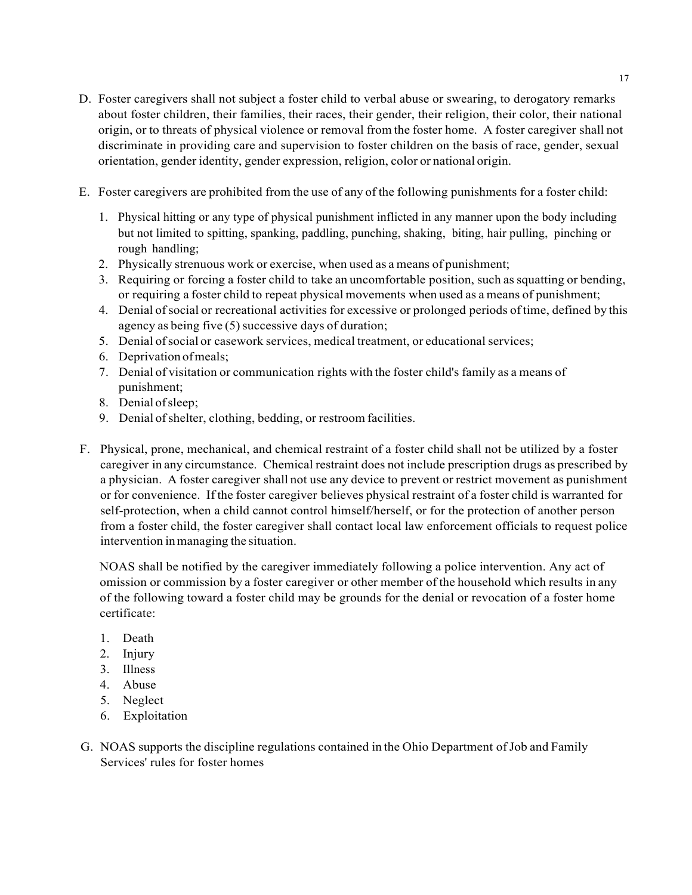D. Foster caregivers shall not subject a foster child to verbal abuse or swearing, to derogatory remarks about foster children, their families, their races, their gender, their religion, their color, their national origin, or to threats of physical violence or removal from the foster home. A foster caregiver shall not discriminate in providing care and supervision to foster children on the basis of race, gender, sexual orientation, gender identity, gender expression, religion, color or national origin.

E. Foster caregivers are prohibited from the use of any of the following punishments for a foster child:

   1. Physical hitting or any type of physical punishment inflicted in any manner upon the body including but not limited to spitting, spanking, paddling, punching, shaking, biting, hair pulling, pinching or rough handling;
   2. Physically strenuous work or exercise, when used as a means of punishment;
   3. Requiring or forcing a foster child to take an uncomfortable position, such as squatting or bending, or requiring a foster child to repeat physical movements when used as a means of punishment;
   4. Denial of social or recreational activities for excessive or prolonged periods of time, defined by this agency as being five (5) successive days of duration;
   5. Denial of social or casework services, medical treatment, or educational services;
   6. Deprivation of meals;
   7. Denial of visitation or communication rights with the foster child's family as a means of punishment;
   8. Denial of sleep;
   9. Denial of shelter, clothing, bedding, or restroom facilities.

F. Physical, prone, mechanical, and chemical restraint of a foster child shall not be utilized by a foster caregiver in any circumstance. Chemical restraint does not include prescription drugs as prescribed by a physician. A foster caregiver shall not use any device to prevent or restrict movement as punishment or for convenience. If the foster caregiver believes physical restraint of a foster child is warranted for self-protection, when a child cannot control himself/herself, or for the protection of another person from a foster child, the foster caregiver shall contact local law enforcement officials to request police intervention in managing the situation.

   NOAS shall be notified by the caregiver immediately following a police intervention. Any act of omission or commission by a foster caregiver or other member of the household which results in any of the following toward a foster child may be grounds for the denial or revocation of a foster home certificate:

   1. Death
   2. Injury
   3. Illness
   4. Abuse
   5. Neglect
   6. Exploitation

G. NOAS supports the discipline regulations contained in the Ohio Department of Job and Family Services' rules for foster homes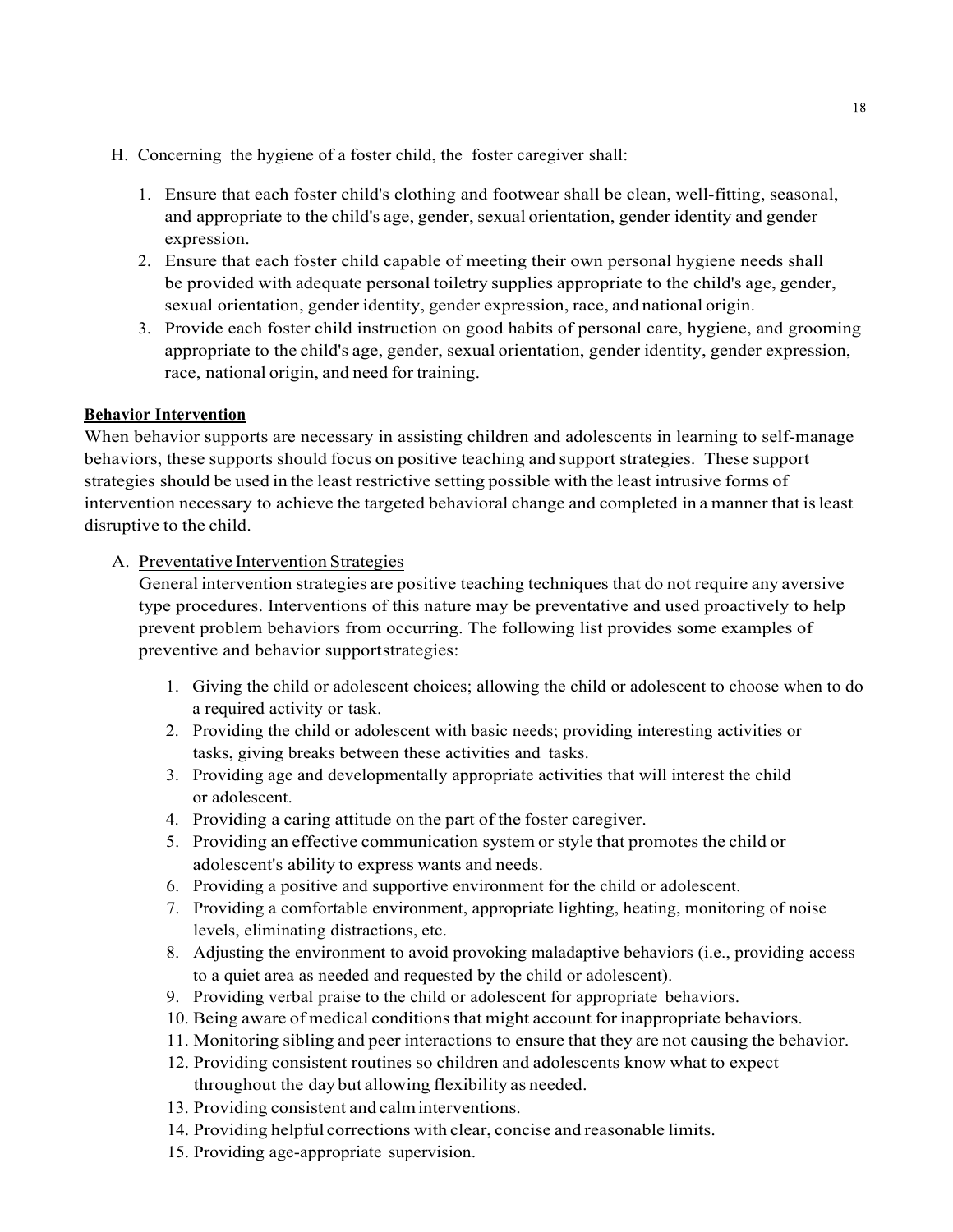H. Concerning the hygiene of a foster child, the foster caregiver shall:

1. Ensure that each foster child's clothing and footwear shall be clean, well-fitting, seasonal, and appropriate to the child's age, gender, sexual orientation, gender identity and gender expression.
2. Ensure that each foster child capable of meeting their own personal hygiene needs shall be provided with adequate personal toiletry supplies appropriate to the child's age, gender, sexual orientation, gender identity, gender expression, race, and national origin.
3. Provide each foster child instruction on good habits of personal care, hygiene, and grooming appropriate to the child's age, gender, sexual orientation, gender identity, gender expression, race, national origin, and need for training.

**Behavior Intervention**

When behavior supports are necessary in assisting children and adolescents in learning to self-manage behaviors, these supports should focus on positive teaching and support strategies. These support strategies should be used in the least restrictive setting possible with the least intrusive forms of intervention necessary to achieve the targeted behavioral change and completed in a manner that is least disruptive to the child.

A. Preventative Intervention Strategies

General intervention strategies are positive teaching techniques that do not require any aversive type procedures. Interventions of this nature may be preventative and used proactively to help prevent problem behaviors from occurring. The following list provides some examples of preventive and behavior supportstrategies:

1. Giving the child or adolescent choices; allowing the child or adolescent to choose when to do a required activity or task.
2. Providing the child or adolescent with basic needs; providing interesting activities or tasks, giving breaks between these activities and tasks.
3. Providing age and developmentally appropriate activities that will interest the child or adolescent.
4. Providing a caring attitude on the part of the foster caregiver.
5. Providing an effective communication system or style that promotes the child or adolescent's ability to express wants and needs.
6. Providing a positive and supportive environment for the child or adolescent.
7. Providing a comfortable environment, appropriate lighting, heating, monitoring of noise levels, eliminating distractions, etc.
8. Adjusting the environment to avoid provoking maladaptive behaviors (i.e., providing access to a quiet area as needed and requested by the child or adolescent).
9. Providing verbal praise to the child or adolescent for appropriate behaviors.
10. Being aware of medical conditions that might account for inappropriate behaviors.
11. Monitoring sibling and peer interactions to ensure that they are not causing the behavior.
12. Providing consistent routines so children and adolescents know what to expect throughout the day but allowing flexibility as needed.
13. Providing consistent and calm interventions.
14. Providing helpful corrections with clear, concise and reasonable limits.
15. Providing age-appropriate supervision.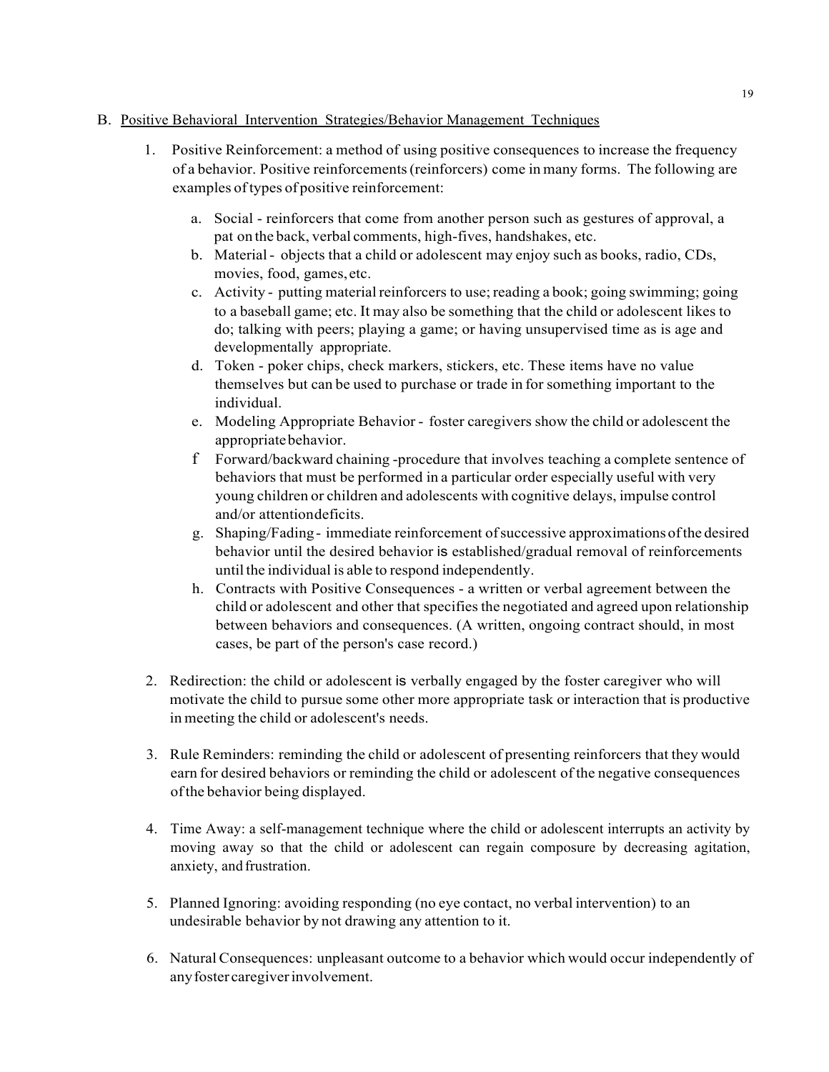B. <u>Positive Behavioral Intervention Strategies/Behavior Management Techniques</u>

1. Positive Reinforcement: a method of using positive consequences to increase the frequency of a behavior. Positive reinforcements (reinforcers) come in many forms. The following are examples of types of positive reinforcement:

    a. Social - reinforcers that come from another person such as gestures of approval, a pat on the back, verbal comments, high-fives, handshakes, etc.
    b. Material - objects that a child or adolescent may enjoy such as books, radio, CDs, movies, food, games, etc.
    c. Activity - putting material reinforcers to use; reading a book; going swimming; going to a baseball game; etc. It may also be something that the child or adolescent likes to do; talking with peers; playing a game; or having unsupervised time as is age and developmentally appropriate.
    d. Token - poker chips, check markers, stickers, etc. These items have no value themselves but can be used to purchase or trade in for something important to the individual.
    e. Modeling Appropriate Behavior - foster caregivers show the child or adolescent the appropriate behavior.
    f Forward/backward chaining -procedure that involves teaching a complete sentence of behaviors that must be performed in a particular order especially useful with very young children or children and adolescents with cognitive delays, impulse control and/or attention deficits.
    g. Shaping/Fading - immediate reinforcement of successive approximations of the desired behavior until the desired behavior is established/gradual removal of reinforcements until the individual is able to respond independently.
    h. Contracts with Positive Consequences - a written or verbal agreement between the child or adolescent and other that specifies the negotiated and agreed upon relationship between behaviors and consequences. (A written, ongoing contract should, in most cases, be part of the person's case record.)

2. Redirection: the child or adolescent is verbally engaged by the foster caregiver who will motivate the child to pursue some other more appropriate task or interaction that is productive in meeting the child or adolescent's needs.

3. Rule Reminders: reminding the child or adolescent of presenting reinforcers that they would earn for desired behaviors or reminding the child or adolescent of the negative consequences of the behavior being displayed.

4. Time Away: a self-management technique where the child or adolescent interrupts an activity by moving away so that the child or adolescent can regain composure by decreasing agitation, anxiety, and frustration.

5. Planned Ignoring: avoiding responding (no eye contact, no verbal intervention) to an undesirable behavior by not drawing any attention to it.

6. Natural Consequences: unpleasant outcome to a behavior which would occur independently of any foster caregiver involvement.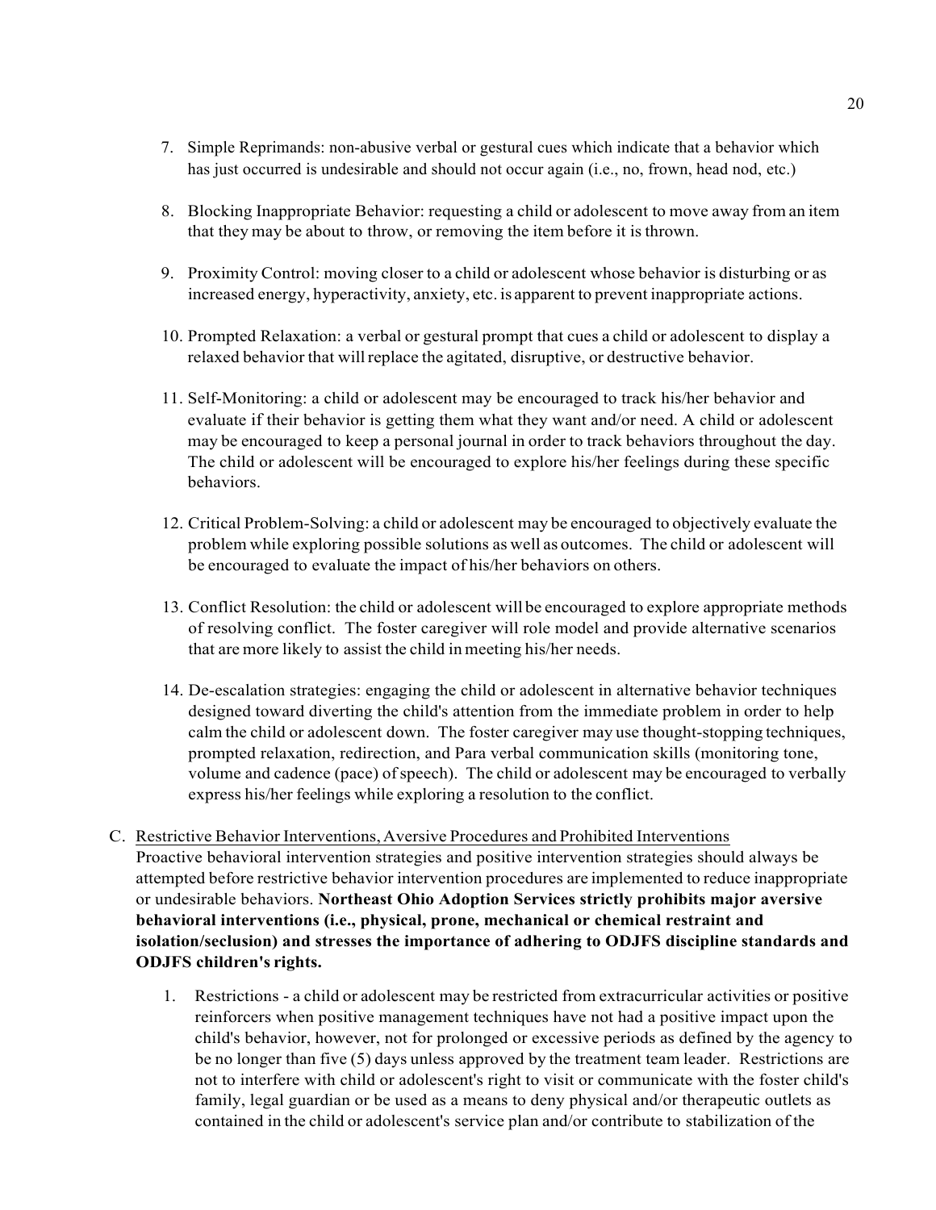7. Simple Reprimands: non-abusive verbal or gestural cues which indicate that a behavior which has just occurred is undesirable and should not occur again (i.e., no, frown, head nod, etc.)

8. Blocking Inappropriate Behavior: requesting a child or adolescent to move away from an item that they may be about to throw, or removing the item before it is thrown.

9. Proximity Control: moving closer to a child or adolescent whose behavior is disturbing or as increased energy, hyperactivity, anxiety, etc. is apparent to prevent inappropriate actions.

10. Prompted Relaxation: a verbal or gestural prompt that cues a child or adolescent to display a relaxed behavior that will replace the agitated, disruptive, or destructive behavior.

11. Self-Monitoring: a child or adolescent may be encouraged to track his/her behavior and evaluate if their behavior is getting them what they want and/or need. A child or adolescent may be encouraged to keep a personal journal in order to track behaviors throughout the day. The child or adolescent will be encouraged to explore his/her feelings during these specific behaviors.

12. Critical Problem-Solving: a child or adolescent may be encouraged to objectively evaluate the problem while exploring possible solutions as well as outcomes. The child or adolescent will be encouraged to evaluate the impact of his/her behaviors on others.

13. Conflict Resolution: the child or adolescent will be encouraged to explore appropriate methods of resolving conflict. The foster caregiver will role model and provide alternative scenarios that are more likely to assist the child in meeting his/her needs.

14. De-escalation strategies: engaging the child or adolescent in alternative behavior techniques designed toward diverting the child's attention from the immediate problem in order to help calm the child or adolescent down. The foster caregiver may use thought-stopping techniques, prompted relaxation, redirection, and Para verbal communication skills (monitoring tone, volume and cadence (pace) of speech). The child or adolescent may be encouraged to verbally express his/her feelings while exploring a resolution to the conflict.

C. Restrictive Behavior Interventions, Aversive Procedures and Prohibited Interventions

Proactive behavioral intervention strategies and positive intervention strategies should always be attempted before restrictive behavior intervention procedures are implemented to reduce inappropriate or undesirable behaviors. **Northeast Ohio Adoption Services strictly prohibits major aversive behavioral interventions (i.e., physical, prone, mechanical or chemical restraint and isolation/seclusion) and stresses the importance of adhering to ODJFS discipline standards and ODJFS children's rights.**

1. Restrictions - a child or adolescent may be restricted from extracurricular activities or positive reinforcers when positive management techniques have not had a positive impact upon the child's behavior, however, not for prolonged or excessive periods as defined by the agency to be no longer than five (5) days unless approved by the treatment team leader. Restrictions are not to interfere with child or adolescent's right to visit or communicate with the foster child's family, legal guardian or be used as a means to deny physical and/or therapeutic outlets as contained in the child or adolescent's service plan and/or contribute to stabilization of the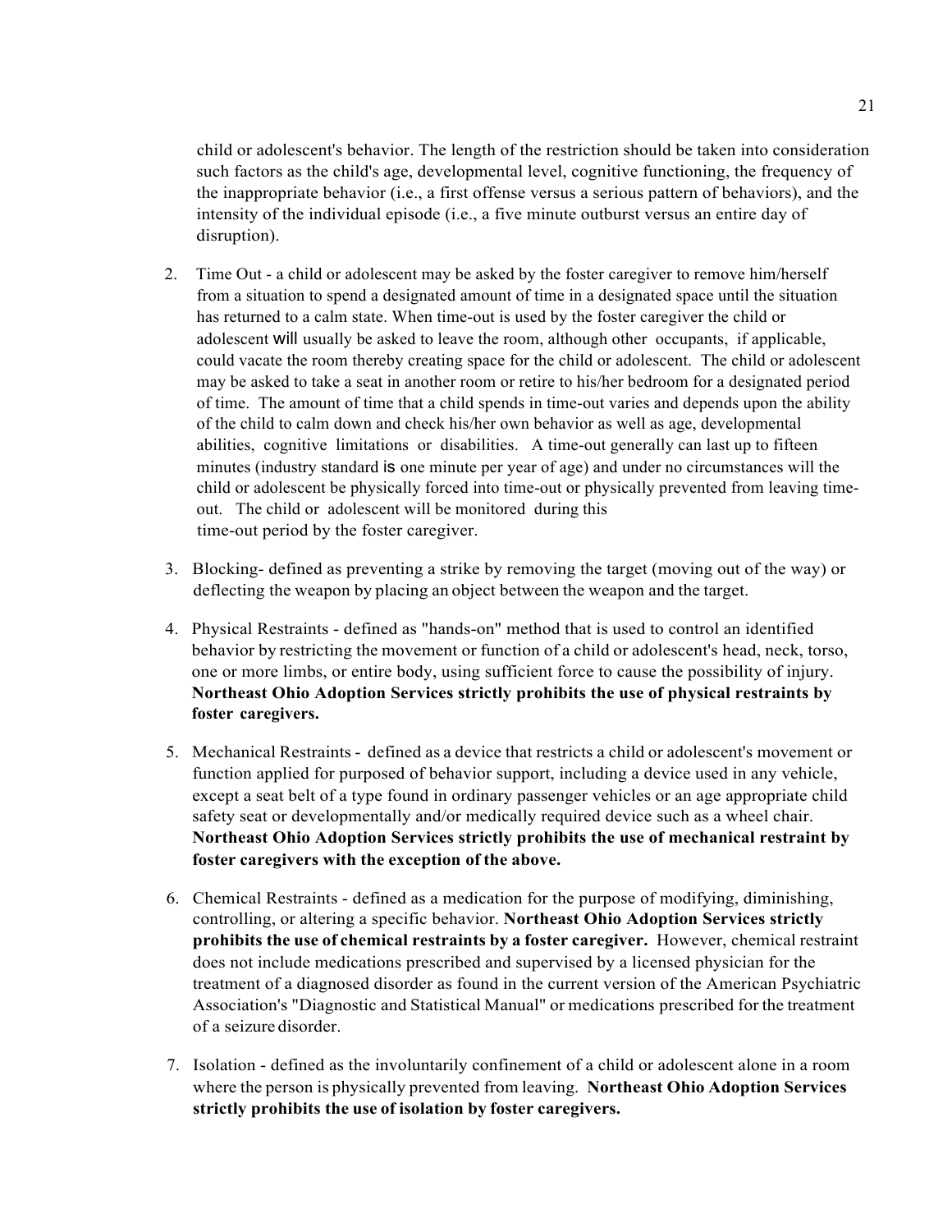child or adolescent's behavior. The length of the restriction should be taken into consideration such factors as the child's age, developmental level, cognitive functioning, the frequency of the inappropriate behavior (i.e., a first offense versus a serious pattern of behaviors), and the intensity of the individual episode (i.e., a five minute outburst versus an entire day of disruption).

2. Time Out - a child or adolescent may be asked by the foster caregiver to remove him/herself from a situation to spend a designated amount of time in a designated space until the situation has returned to a calm state. When time-out is used by the foster caregiver the child or adolescent will usually be asked to leave the room, although other occupants, if applicable, could vacate the room thereby creating space for the child or adolescent. The child or adolescent may be asked to take a seat in another room or retire to his/her bedroom for a designated period of time. The amount of time that a child spends in time-out varies and depends upon the ability of the child to calm down and check his/her own behavior as well as age, developmental abilities, cognitive limitations or disabilities. A time-out generally can last up to fifteen minutes (industry standard is one minute per year of age) and under no circumstances will the child or adolescent be physically forced into time-out or physically prevented from leaving time-out. The child or adolescent will be monitored during this time-out period by the foster caregiver.

3. Blocking- defined as preventing a strike by removing the target (moving out of the way) or deflecting the weapon by placing an object between the weapon and the target.

4. Physical Restraints - defined as "hands-on" method that is used to control an identified behavior by restricting the movement or function of a child or adolescent's head, neck, torso, one or more limbs, or entire body, using sufficient force to cause the possibility of injury. **Northeast Ohio Adoption Services strictly prohibits the use of physical restraints by foster caregivers.**

5. Mechanical Restraints - defined as a device that restricts a child or adolescent's movement or function applied for purposed of behavior support, including a device used in any vehicle, except a seat belt of a type found in ordinary passenger vehicles or an age appropriate child safety seat or developmentally and/or medically required device such as a wheel chair. **Northeast Ohio Adoption Services strictly prohibits the use of mechanical restraint by foster caregivers with the exception of the above.**

6. Chemical Restraints - defined as a medication for the purpose of modifying, diminishing, controlling, or altering a specific behavior. **Northeast Ohio Adoption Services strictly prohibits the use of chemical restraints by a foster caregiver.** However, chemical restraint does not include medications prescribed and supervised by a licensed physician for the treatment of a diagnosed disorder as found in the current version of the American Psychiatric Association's "Diagnostic and Statistical Manual" or medications prescribed for the treatment of a seizure disorder.

7. Isolation - defined as the involuntarily confinement of a child or adolescent alone in a room where the person is physically prevented from leaving. **Northeast Ohio Adoption Services strictly prohibits the use of isolation by foster caregivers.**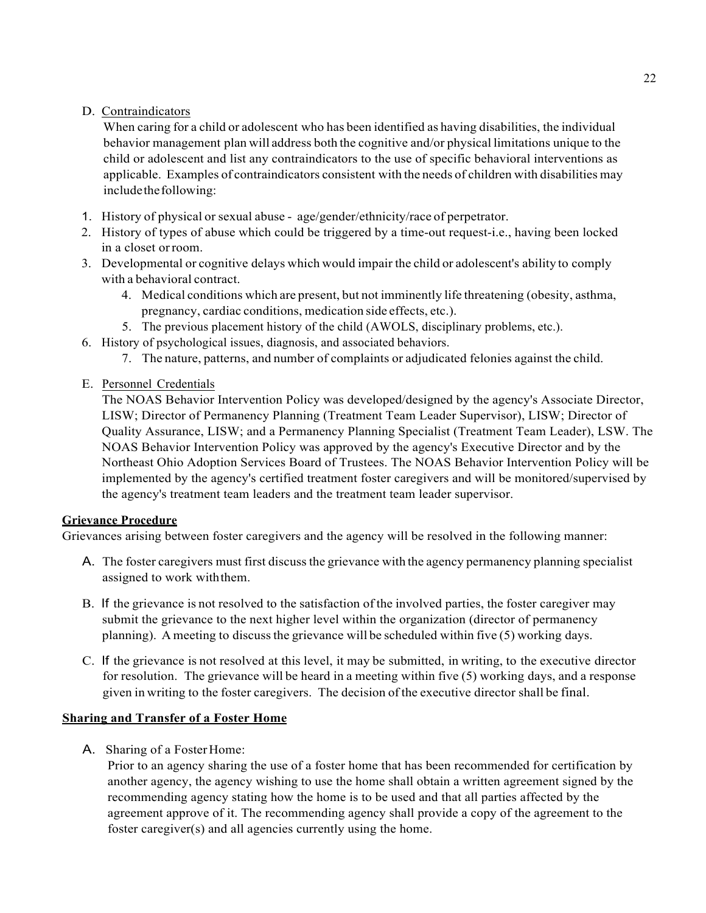D. Contraindicators

When caring for a child or adolescent who has been identified as having disabilities, the individual behavior management plan will address both the cognitive and/or physical limitations unique to the child or adolescent and list any contraindicators to the use of specific behavioral interventions as applicable. Examples of contraindicators consistent with the needs of children with disabilities may include the following:

1. History of physical or sexual abuse - age/gender/ethnicity/race of perpetrator.
2. History of types of abuse which could be triggered by a time-out request-i.e., having been locked in a closet or room.
3. Developmental or cognitive delays which would impair the child or adolescent's ability to comply with a behavioral contract.
4. Medical conditions which are present, but not imminently life threatening (obesity, asthma, pregnancy, cardiac conditions, medication side effects, etc.).
5. The previous placement history of the child (AWOLS, disciplinary problems, etc.).
6. History of psychological issues, diagnosis, and associated behaviors.
7. The nature, patterns, and number of complaints or adjudicated felonies against the child.

E. Personnel Credentials

The NOAS Behavior Intervention Policy was developed/designed by the agency's Associate Director, LISW; Director of Permanency Planning (Treatment Team Leader Supervisor), LISW; Director of Quality Assurance, LISW; and a Permanency Planning Specialist (Treatment Team Leader), LSW. The NOAS Behavior Intervention Policy was approved by the agency's Executive Director and by the Northeast Ohio Adoption Services Board of Trustees. The NOAS Behavior Intervention Policy will be implemented by the agency's certified treatment foster caregivers and will be monitored/supervised by the agency's treatment team leaders and the treatment team leader supervisor.

**Grievance Procedure**

Grievances arising between foster caregivers and the agency will be resolved in the following manner:

A. The foster caregivers must first discuss the grievance with the agency permanency planning specialist assigned to work with them.

B. If the grievance is not resolved to the satisfaction of the involved parties, the foster caregiver may submit the grievance to the next higher level within the organization (director of permanency planning). A meeting to discuss the grievance will be scheduled within five (5) working days.

C. If the grievance is not resolved at this level, it may be submitted, in writing, to the executive director for resolution. The grievance will be heard in a meeting within five (5) working days, and a response given in writing to the foster caregivers. The decision of the executive director shall be final.

**Sharing and Transfer of a Foster Home**

A. Sharing of a Foster Home:

Prior to an agency sharing the use of a foster home that has been recommended for certification by another agency, the agency wishing to use the home shall obtain a written agreement signed by the recommending agency stating how the home is to be used and that all parties affected by the agreement approve of it. The recommending agency shall provide a copy of the agreement to the foster caregiver(s) and all agencies currently using the home.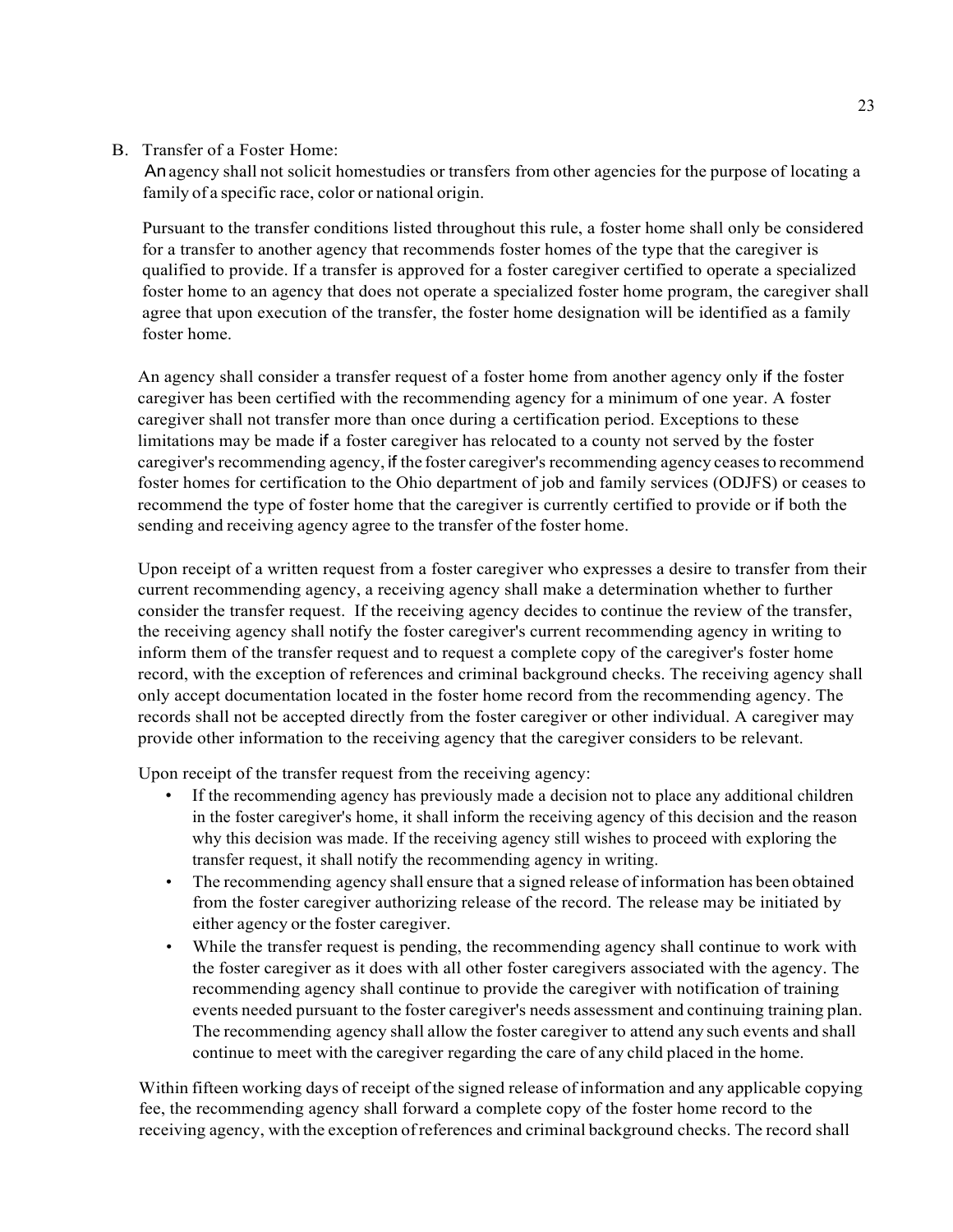B. Transfer of a Foster Home:

An agency shall not solicit homestudies or transfers from other agencies for the purpose of locating a family of a specific race, color or national origin.

Pursuant to the transfer conditions listed throughout this rule, a foster home shall only be considered for a transfer to another agency that recommends foster homes of the type that the caregiver is qualified to provide. If a transfer is approved for a foster caregiver certified to operate a specialized foster home to an agency that does not operate a specialized foster home program, the caregiver shall agree that upon execution of the transfer, the foster home designation will be identified as a family foster home.

An agency shall consider a transfer request of a foster home from another agency only if the foster caregiver has been certified with the recommending agency for a minimum of one year. A foster caregiver shall not transfer more than once during a certification period. Exceptions to these limitations may be made if a foster caregiver has relocated to a county not served by the foster caregiver's recommending agency, if the foster caregiver's recommending agency ceases to recommend foster homes for certification to the Ohio department of job and family services (ODJFS) or ceases to recommend the type of foster home that the caregiver is currently certified to provide or if both the sending and receiving agency agree to the transfer of the foster home.

Upon receipt of a written request from a foster caregiver who expresses a desire to transfer from their current recommending agency, a receiving agency shall make a determination whether to further consider the transfer request. If the receiving agency decides to continue the review of the transfer, the receiving agency shall notify the foster caregiver's current recommending agency in writing to inform them of the transfer request and to request a complete copy of the caregiver's foster home record, with the exception of references and criminal background checks. The receiving agency shall only accept documentation located in the foster home record from the recommending agency. The records shall not be accepted directly from the foster caregiver or other individual. A caregiver may provide other information to the receiving agency that the caregiver considers to be relevant.

Upon receipt of the transfer request from the receiving agency:

- If the recommending agency has previously made a decision not to place any additional children in the foster caregiver's home, it shall inform the receiving agency of this decision and the reason why this decision was made. If the receiving agency still wishes to proceed with exploring the transfer request, it shall notify the recommending agency in writing.
- The recommending agency shall ensure that a signed release of information has been obtained from the foster caregiver authorizing release of the record. The release may be initiated by either agency or the foster caregiver.
- While the transfer request is pending, the recommending agency shall continue to work with the foster caregiver as it does with all other foster caregivers associated with the agency. The recommending agency shall continue to provide the caregiver with notification of training events needed pursuant to the foster caregiver's needs assessment and continuing training plan. The recommending agency shall allow the foster caregiver to attend any such events and shall continue to meet with the caregiver regarding the care of any child placed in the home.

Within fifteen working days of receipt of the signed release of information and any applicable copying fee, the recommending agency shall forward a complete copy of the foster home record to the receiving agency, with the exception of references and criminal background checks. The record shall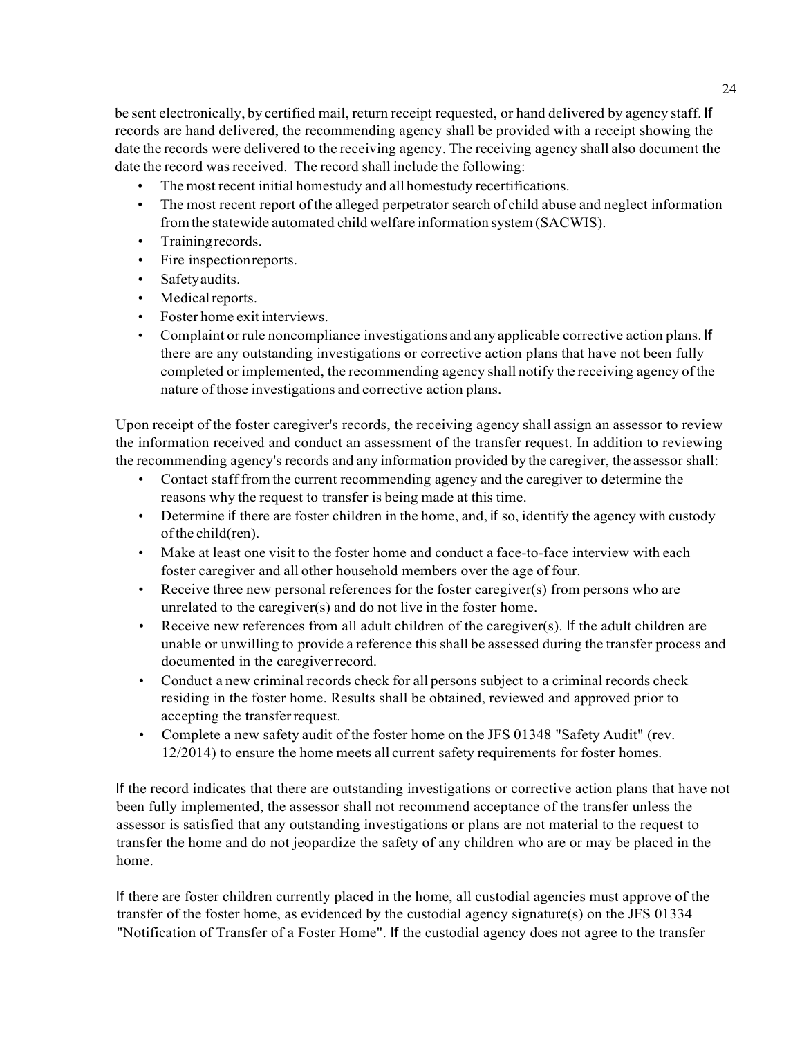be sent electronically, by certified mail, return receipt requested, or hand delivered by agency staff. If records are hand delivered, the recommending agency shall be provided with a receipt showing the date the records were delivered to the receiving agency. The receiving agency shall also document the date the record was received. The record shall include the following:

- The most recent initial homestudy and all homestudy recertifications.
- The most recent report of the alleged perpetrator search of child abuse and neglect information from the statewide automated child welfare information system (SACWIS).
- Training records.
- Fire inspection reports.
- Safety audits.
- Medical reports.
- Foster home exit interviews.
- Complaint or rule noncompliance investigations and any applicable corrective action plans. If there are any outstanding investigations or corrective action plans that have not been fully completed or implemented, the recommending agency shall notify the receiving agency of the nature of those investigations and corrective action plans.

Upon receipt of the foster caregiver's records, the receiving agency shall assign an assessor to review the information received and conduct an assessment of the transfer request. In addition to reviewing the recommending agency's records and any information provided by the caregiver, the assessor shall:

- Contact staff from the current recommending agency and the caregiver to determine the reasons why the request to transfer is being made at this time.
- Determine if there are foster children in the home, and, if so, identify the agency with custody of the child(ren).
- Make at least one visit to the foster home and conduct a face-to-face interview with each foster caregiver and all other household members over the age of four.
- Receive three new personal references for the foster caregiver(s) from persons who are unrelated to the caregiver(s) and do not live in the foster home.
- Receive new references from all adult children of the caregiver(s). If the adult children are unable or unwilling to provide a reference this shall be assessed during the transfer process and documented in the caregiver record.
- Conduct a new criminal records check for all persons subject to a criminal records check residing in the foster home. Results shall be obtained, reviewed and approved prior to accepting the transfer request.
- Complete a new safety audit of the foster home on the JFS 01348 "Safety Audit" (rev. 12/2014) to ensure the home meets all current safety requirements for foster homes.

If the record indicates that there are outstanding investigations or corrective action plans that have not been fully implemented, the assessor shall not recommend acceptance of the transfer unless the assessor is satisfied that any outstanding investigations or plans are not material to the request to transfer the home and do not jeopardize the safety of any children who are or may be placed in the home.

If there are foster children currently placed in the home, all custodial agencies must approve of the transfer of the foster home, as evidenced by the custodial agency signature(s) on the JFS 01334 "Notification of Transfer of a Foster Home". If the custodial agency does not agree to the transfer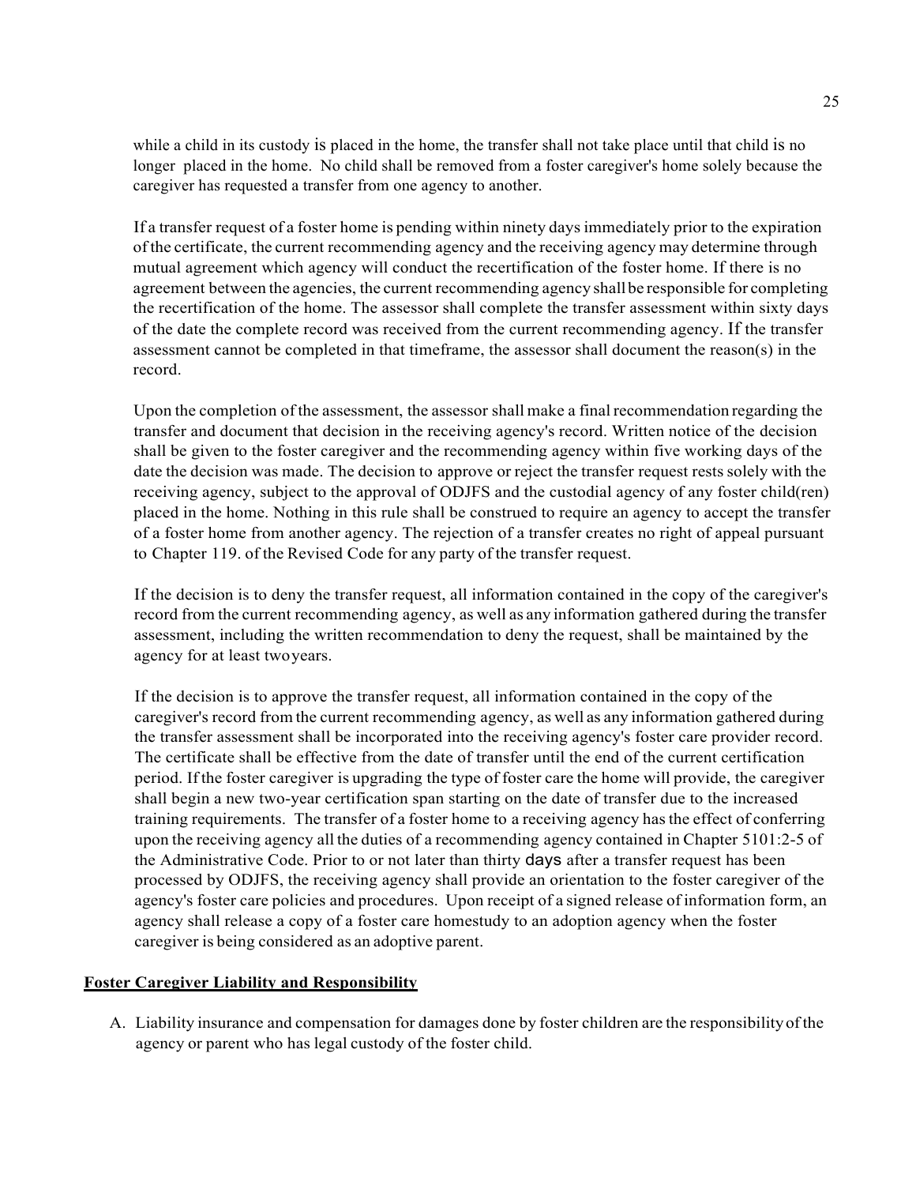while a child in its custody is placed in the home, the transfer shall not take place until that child is no longer placed in the home. No child shall be removed from a foster caregiver's home solely because the caregiver has requested a transfer from one agency to another.

If a transfer request of a foster home is pending within ninety days immediately prior to the expiration of the certificate, the current recommending agency and the receiving agency may determine through mutual agreement which agency will conduct the recertification of the foster home. If there is no agreement between the agencies, the current recommending agency shall be responsible for completing the recertification of the home. The assessor shall complete the transfer assessment within sixty days of the date the complete record was received from the current recommending agency. If the transfer assessment cannot be completed in that timeframe, the assessor shall document the reason(s) in the record.

Upon the completion of the assessment, the assessor shall make a final recommendation regarding the transfer and document that decision in the receiving agency's record. Written notice of the decision shall be given to the foster caregiver and the recommending agency within five working days of the date the decision was made. The decision to approve or reject the transfer request rests solely with the receiving agency, subject to the approval of ODJFS and the custodial agency of any foster child(ren) placed in the home. Nothing in this rule shall be construed to require an agency to accept the transfer of a foster home from another agency. The rejection of a transfer creates no right of appeal pursuant to Chapter 119. of the Revised Code for any party of the transfer request.

If the decision is to deny the transfer request, all information contained in the copy of the caregiver's record from the current recommending agency, as well as any information gathered during the transfer assessment, including the written recommendation to deny the request, shall be maintained by the agency for at least two years.

If the decision is to approve the transfer request, all information contained in the copy of the caregiver's record from the current recommending agency, as well as any information gathered during the transfer assessment shall be incorporated into the receiving agency's foster care provider record. The certificate shall be effective from the date of transfer until the end of the current certification period. If the foster caregiver is upgrading the type of foster care the home will provide, the caregiver shall begin a new two-year certification span starting on the date of transfer due to the increased training requirements. The transfer of a foster home to a receiving agency has the effect of conferring upon the receiving agency all the duties of a recommending agency contained in Chapter 5101:2-5 of the Administrative Code. Prior to or not later than thirty days after a transfer request has been processed by ODJFS, the receiving agency shall provide an orientation to the foster caregiver of the agency's foster care policies and procedures. Upon receipt of a signed release of information form, an agency shall release a copy of a foster care homestudy to an adoption agency when the foster caregiver is being considered as an adoptive parent.

## Foster Caregiver Liability and Responsibility

A. Liability insurance and compensation for damages done by foster children are the responsibility of the agency or parent who has legal custody of the foster child.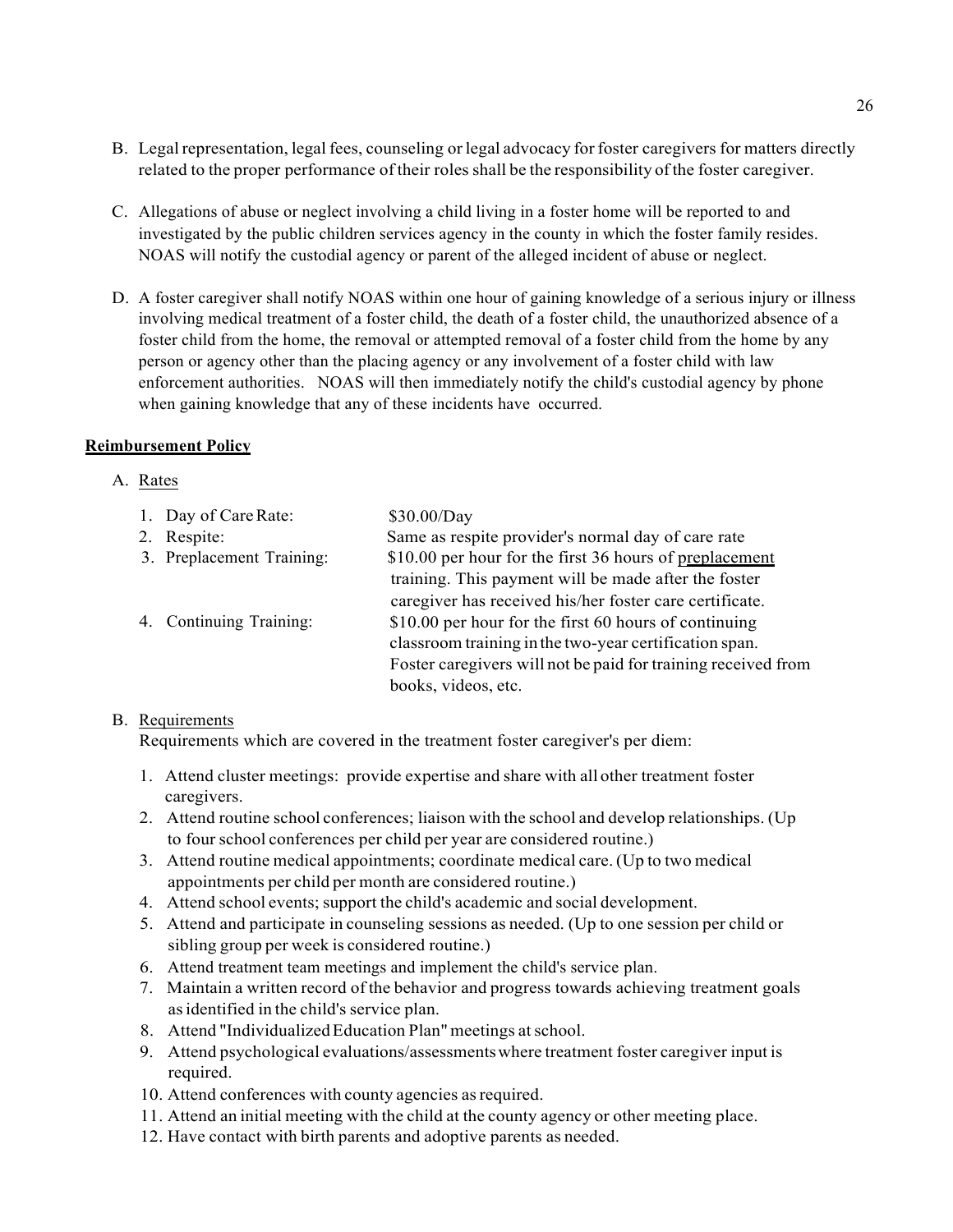B. Legal representation, legal fees, counseling or legal advocacy for foster caregivers for matters directly related to the proper performance of their roles shall be the responsibility of the foster caregiver.

C. Allegations of abuse or neglect involving a child living in a foster home will be reported to and investigated by the public children services agency in the county in which the foster family resides. NOAS will notify the custodial agency or parent of the alleged incident of abuse or neglect.

D. A foster caregiver shall notify NOAS within one hour of gaining knowledge of a serious injury or illness involving medical treatment of a foster child, the death of a foster child, the unauthorized absence of a foster child from the home, the removal or attempted removal of a foster child from the home by any person or agency other than the placing agency or any involvement of a foster child with law enforcement authorities. NOAS will then immediately notify the child's custodial agency by phone when gaining knowledge that any of these incidents have occurred.

**Reimbursement Policy**

A. Rates

| | |
|---|---|
| 1. Day of Care Rate: | $30.00/Day |
| 2. Respite: | Same as respite provider's normal day of care rate |
| 3. Preplacement Training: | $10.00 per hour for the first 36 hours of preplacement training. This payment will be made after the foster caregiver has received his/her foster care certificate. |
| 4. Continuing Training: | $10.00 per hour for the first 60 hours of continuing classroom training in the two-year certification span. Foster caregivers will not be paid for training received from books, videos, etc. |

B. Requirements

Requirements which are covered in the treatment foster caregiver's per diem:

1. Attend cluster meetings: provide expertise and share with all other treatment foster caregivers.
2. Attend routine school conferences; liaison with the school and develop relationships. (Up to four school conferences per child per year are considered routine.)
3. Attend routine medical appointments; coordinate medical care. (Up to two medical appointments per child per month are considered routine.)
4. Attend school events; support the child's academic and social development.
5. Attend and participate in counseling sessions as needed. (Up to one session per child or sibling group per week is considered routine.)
6. Attend treatment team meetings and implement the child's service plan.
7. Maintain a written record of the behavior and progress towards achieving treatment goals as identified in the child's service plan.
8. Attend "Individualized Education Plan" meetings at school.
9. Attend psychological evaluations/assessments where treatment foster caregiver input is required.
10. Attend conferences with county agencies as required.
11. Attend an initial meeting with the child at the county agency or other meeting place.
12. Have contact with birth parents and adoptive parents as needed.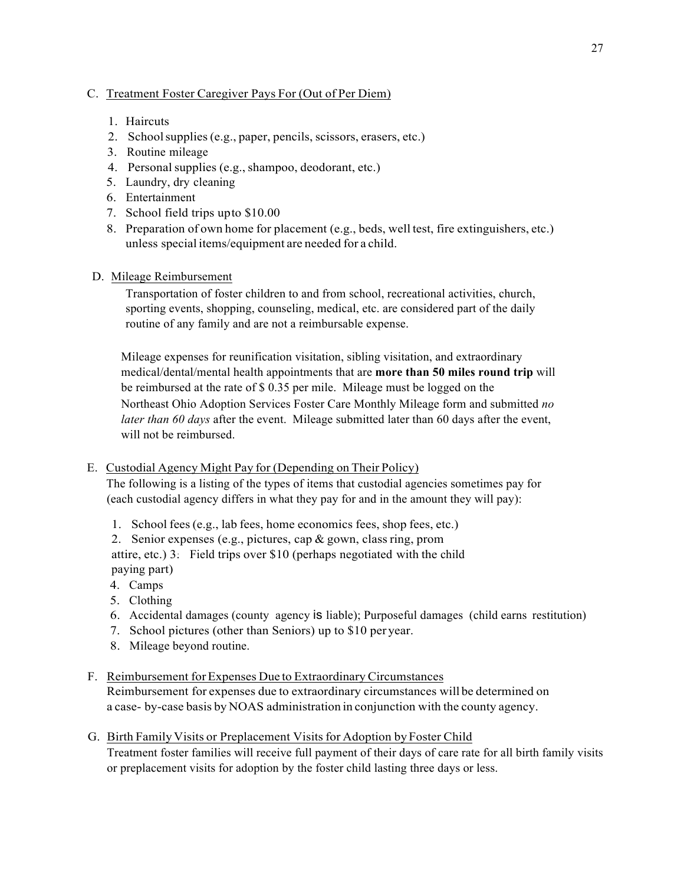C. <u>Treatment Foster Caregiver Pays For (Out of Per Diem)</u>

1. Haircuts
2. School supplies (e.g., paper, pencils, scissors, erasers, etc.)
3. Routine mileage
4. Personal supplies (e.g., shampoo, deodorant, etc.)
5. Laundry, dry cleaning
6. Entertainment
7. School field trips up to $10.00
8. Preparation of own home for placement (e.g., beds, well test, fire extinguishers, etc.) unless special items/equipment are needed for a child.

D. <u>Mileage Reimbursement</u>

Transportation of foster children to and from school, recreational activities, church, sporting events, shopping, counseling, medical, etc. are considered part of the daily routine of any family and are not a reimbursable expense.

Mileage expenses for reunification visitation, sibling visitation, and extraordinary medical/dental/mental health appointments that are **more than 50 miles round trip** will be reimbursed at the rate of $ 0.35 per mile. Mileage must be logged on the Northeast Ohio Adoption Services Foster Care Monthly Mileage form and submitted *no later than 60 days* after the event. Mileage submitted later than 60 days after the event, will not be reimbursed.

E. <u>Custodial Agency Might Pay for (Depending on Their Policy)</u>

The following is a listing of the types of items that custodial agencies sometimes pay for (each custodial agency differs in what they pay for and in the amount they will pay):

1. School fees (e.g., lab fees, home economics fees, shop fees, etc.)
2. Senior expenses (e.g., pictures, cap & gown, class ring, prom attire, etc.)
3. Field trips over $10 (perhaps negotiated with the child paying part)
4. Camps
5. Clothing
6. Accidental damages (county agency is liable); Purposeful damages (child earns restitution)
7. School pictures (other than Seniors) up to $10 per year.
8. Mileage beyond routine.

F. <u>Reimbursement for Expenses Due to Extraordinary Circumstances</u>

Reimbursement for expenses due to extraordinary circumstances will be determined on a case- by-case basis by NOAS administration in conjunction with the county agency.

G. <u>Birth Family Visits or Preplacement Visits for Adoption by Foster Child</u>

Treatment foster families will receive full payment of their days of care rate for all birth family visits or preplacement visits for adoption by the foster child lasting three days or less.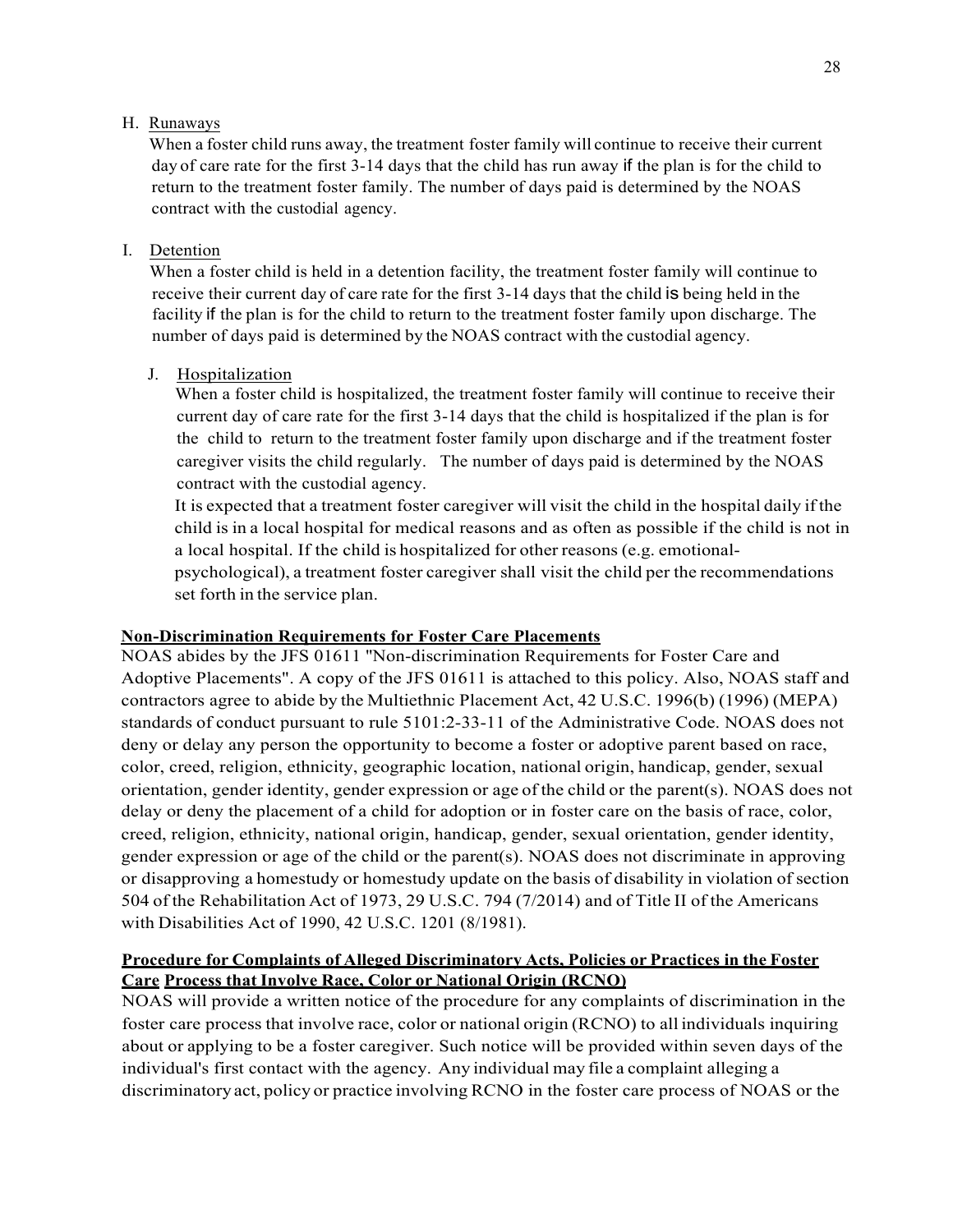H. Runaways

When a foster child runs away, the treatment foster family will continue to receive their current day of care rate for the first 3-14 days that the child has run away if the plan is for the child to return to the treatment foster family. The number of days paid is determined by the NOAS contract with the custodial agency.

I. Detention

When a foster child is held in a detention facility, the treatment foster family will continue to receive their current day of care rate for the first 3-14 days that the child is being held in the facility if the plan is for the child to return to the treatment foster family upon discharge. The number of days paid is determined by the NOAS contract with the custodial agency.

J. Hospitalization

When a foster child is hospitalized, the treatment foster family will continue to receive their current day of care rate for the first 3-14 days that the child is hospitalized if the plan is for the child to return to the treatment foster family upon discharge and if the treatment foster caregiver visits the child regularly. The number of days paid is determined by the NOAS contract with the custodial agency.

It is expected that a treatment foster caregiver will visit the child in the hospital daily if the child is in a local hospital for medical reasons and as often as possible if the child is not in a local hospital. If the child is hospitalized for other reasons (e.g. emotional-psychological), a treatment foster caregiver shall visit the child per the recommendations set forth in the service plan.

**Non-Discrimination Requirements for Foster Care Placements**

NOAS abides by the JFS 01611 "Non-discrimination Requirements for Foster Care and Adoptive Placements". A copy of the JFS 01611 is attached to this policy. Also, NOAS staff and contractors agree to abide by the Multiethnic Placement Act, 42 U.S.C. 1996(b) (1996) (MEPA) standards of conduct pursuant to rule 5101:2-33-11 of the Administrative Code. NOAS does not deny or delay any person the opportunity to become a foster or adoptive parent based on race, color, creed, religion, ethnicity, geographic location, national origin, handicap, gender, sexual orientation, gender identity, gender expression or age of the child or the parent(s). NOAS does not delay or deny the placement of a child for adoption or in foster care on the basis of race, color, creed, religion, ethnicity, national origin, handicap, gender, sexual orientation, gender identity, gender expression or age of the child or the parent(s). NOAS does not discriminate in approving or disapproving a homestudy or homestudy update on the basis of disability in violation of section 504 of the Rehabilitation Act of 1973, 29 U.S.C. 794 (7/2014) and of Title II of the Americans with Disabilities Act of 1990, 42 U.S.C. 1201 (8/1981).

**Procedure for Complaints of Alleged Discriminatory Acts, Policies or Practices in the Foster Care Process that Involve Race, Color or National Origin (RCNO)**

NOAS will provide a written notice of the procedure for any complaints of discrimination in the foster care process that involve race, color or national origin (RCNO) to all individuals inquiring about or applying to be a foster caregiver. Such notice will be provided within seven days of the individual's first contact with the agency. Any individual may file a complaint alleging a discriminatory act, policy or practice involving RCNO in the foster care process of NOAS or the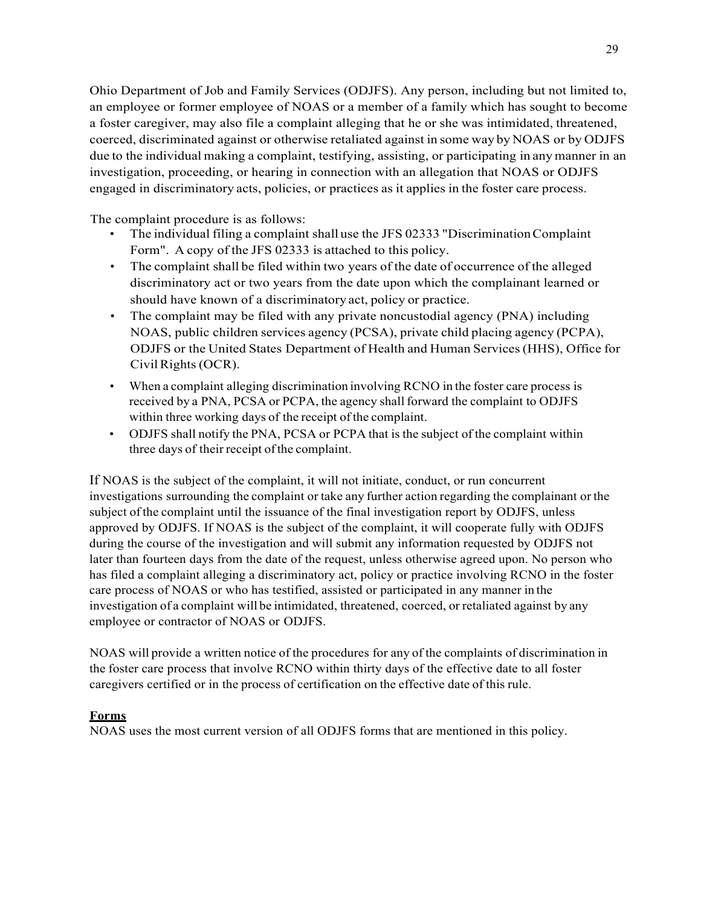Ohio Department of Job and Family Services (ODJFS). Any person, including but not limited to, an employee or former employee of NOAS or a member of a family which has sought to become a foster caregiver, may also file a complaint alleging that he or she was intimidated, threatened, coerced, discriminated against or otherwise retaliated against in some way by NOAS or by ODJFS due to the individual making a complaint, testifying, assisting, or participating in any manner in an investigation, proceeding, or hearing in connection with an allegation that NOAS or ODJFS engaged in discriminatory acts, policies, or practices as it applies in the foster care process.

The complaint procedure is as follows:

- The individual filing a complaint shall use the JFS 02333 "Discrimination Complaint Form". A copy of the JFS 02333 is attached to this policy.
- The complaint shall be filed within two years of the date of occurrence of the alleged discriminatory act or two years from the date upon which the complainant learned or should have known of a discriminatory act, policy or practice.
- The complaint may be filed with any private noncustodial agency (PNA) including NOAS, public children services agency (PCSA), private child placing agency (PCPA), ODJFS or the United States Department of Health and Human Services (HHS), Office for Civil Rights (OCR).
- When a complaint alleging discrimination involving RCNO in the foster care process is received by a PNA, PCSA or PCPA, the agency shall forward the complaint to ODJFS within three working days of the receipt of the complaint.
- ODJFS shall notify the PNA, PCSA or PCPA that is the subject of the complaint within three days of their receipt of the complaint.

If NOAS is the subject of the complaint, it will not initiate, conduct, or run concurrent investigations surrounding the complaint or take any further action regarding the complainant or the subject of the complaint until the issuance of the final investigation report by ODJFS, unless approved by ODJFS. If NOAS is the subject of the complaint, it will cooperate fully with ODJFS during the course of the investigation and will submit any information requested by ODJFS not later than fourteen days from the date of the request, unless otherwise agreed upon. No person who has filed a complaint alleging a discriminatory act, policy or practice involving RCNO in the foster care process of NOAS or who has testified, assisted or participated in any manner in the investigation of a complaint will be intimidated, threatened, coerced, or retaliated against by any employee or contractor of NOAS or ODJFS.

NOAS will provide a written notice of the procedures for any of the complaints of discrimination in the foster care process that involve RCNO within thirty days of the effective date to all foster caregivers certified or in the process of certification on the effective date of this rule.

**Forms**

NOAS uses the most current version of all ODJFS forms that are mentioned in this policy.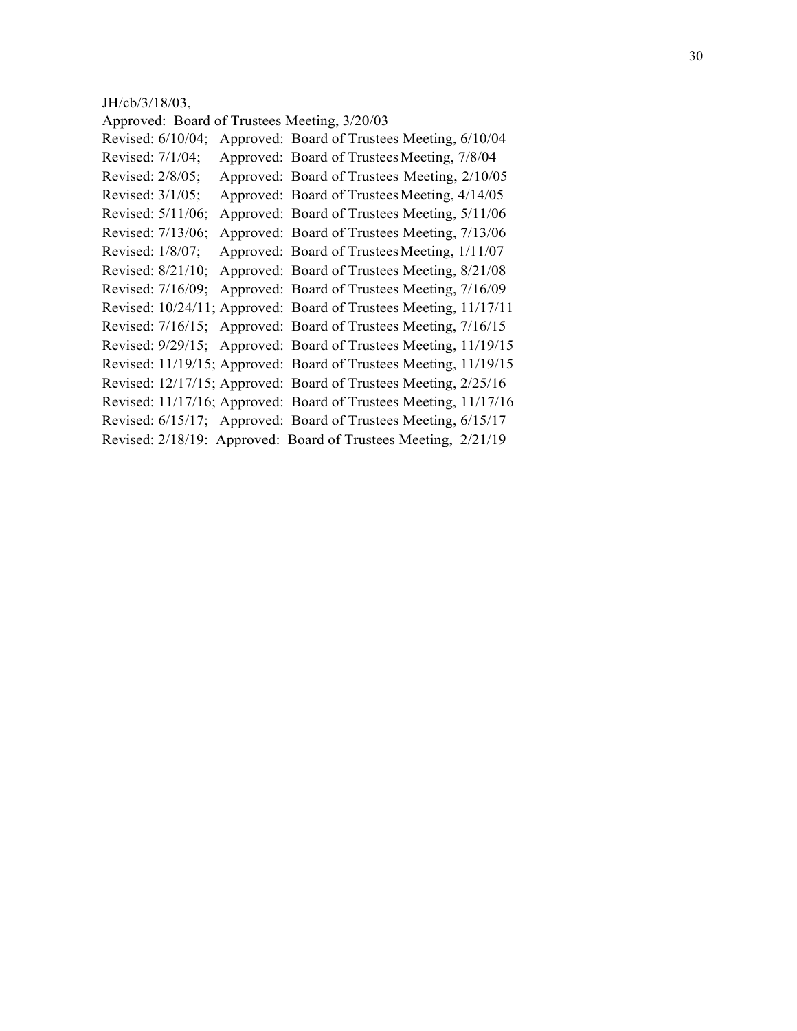JH/cb/3/18/03,

Approved: Board of Trustees Meeting, 3/20/03

Revised: 6/10/04; Approved: Board of Trustees Meeting, 6/10/04

Revised: 7/1/04; Approved: Board of Trustees Meeting, 7/8/04

Revised: 2/8/05; Approved: Board of Trustees Meeting, 2/10/05

Revised: 3/1/05; Approved: Board of Trustees Meeting, 4/14/05

Revised: 5/11/06; Approved: Board of Trustees Meeting, 5/11/06

Revised: 7/13/06; Approved: Board of Trustees Meeting, 7/13/06

Revised: 1/8/07; Approved: Board of Trustees Meeting, 1/11/07

Revised: 8/21/10; Approved: Board of Trustees Meeting, 8/21/08

Revised: 7/16/09; Approved: Board of Trustees Meeting, 7/16/09

Revised: 10/24/11; Approved: Board of Trustees Meeting, 11/17/11

Revised: 7/16/15; Approved: Board of Trustees Meeting, 7/16/15

Revised: 9/29/15; Approved: Board of Trustees Meeting, 11/19/15

Revised: 11/19/15; Approved: Board of Trustees Meeting, 11/19/15

Revised: 12/17/15; Approved: Board of Trustees Meeting, 2/25/16

Revised: 11/17/16; Approved: Board of Trustees Meeting, 11/17/16

Revised: 6/15/17; Approved: Board of Trustees Meeting, 6/15/17

Revised: 2/18/19: Approved: Board of Trustees Meeting, 2/21/19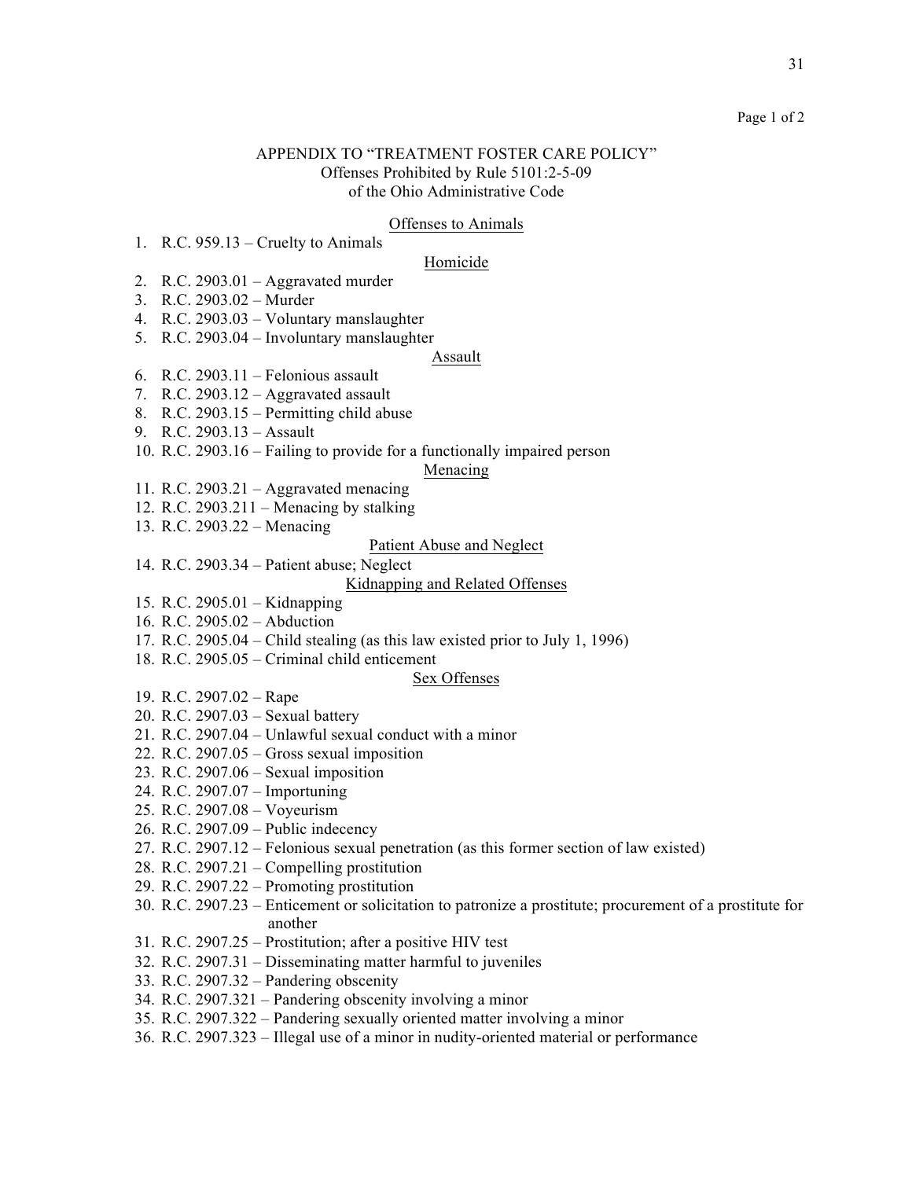# APPENDIX TO "TREATMENT FOSTER CARE POLICY"

Offenses Prohibited by Rule 5101:2-5-09
of the Ohio Administrative Code

## Offenses to Animals

1. R.C. 959.13 – Cruelty to Animals

## Homicide

2. R.C. 2903.01 – Aggravated murder
3. R.C. 2903.02 – Murder
4. R.C. 2903.03 – Voluntary manslaughter
5. R.C. 2903.04 – Involuntary manslaughter

## Assault

6. R.C. 2903.11 – Felonious assault
7. R.C. 2903.12 – Aggravated assault
8. R.C. 2903.15 – Permitting child abuse
9. R.C. 2903.13 – Assault
10. R.C. 2903.16 – Failing to provide for a functionally impaired person

## Menacing

11. R.C. 2903.21 – Aggravated menacing
12. R.C. 2903.211 – Menacing by stalking
13. R.C. 2903.22 – Menacing

## Patient Abuse and Neglect

14. R.C. 2903.34 – Patient abuse; Neglect

## Kidnapping and Related Offenses

15. R.C. 2905.01 – Kidnapping
16. R.C. 2905.02 – Abduction
17. R.C. 2905.04 – Child stealing (as this law existed prior to July 1, 1996)
18. R.C. 2905.05 – Criminal child enticement

## Sex Offenses

19. R.C. 2907.02 – Rape
20. R.C. 2907.03 – Sexual battery
21. R.C. 2907.04 – Unlawful sexual conduct with a minor
22. R.C. 2907.05 – Gross sexual imposition
23. R.C. 2907.06 – Sexual imposition
24. R.C. 2907.07 – Importuning
25. R.C. 2907.08 – Voyeurism
26. R.C. 2907.09 – Public indecency
27. R.C. 2907.12 – Felonious sexual penetration (as this former section of law existed)
28. R.C. 2907.21 – Compelling prostitution
29. R.C. 2907.22 – Promoting prostitution
30. R.C. 2907.23 – Enticement or solicitation to patronize a prostitute; procurement of a prostitute for another
31. R.C. 2907.25 – Prostitution; after a positive HIV test
32. R.C. 2907.31 – Disseminating matter harmful to juveniles
33. R.C. 2907.32 – Pandering obscenity
34. R.C. 2907.321 – Pandering obscenity involving a minor
35. R.C. 2907.322 – Pandering sexually oriented matter involving a minor
36. R.C. 2907.323 – Illegal use of a minor in nudity-oriented material or performance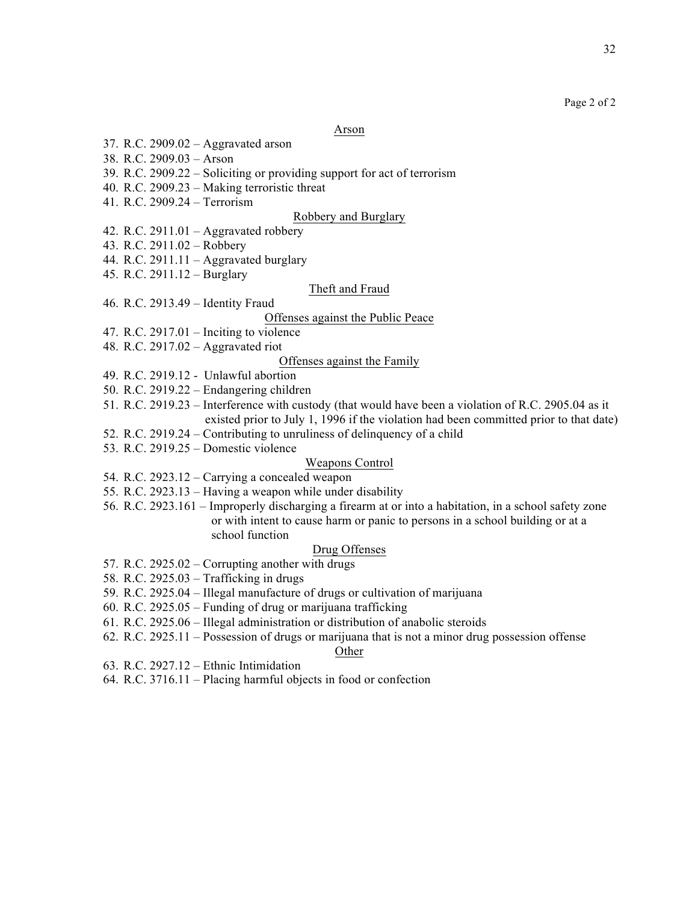### Arson

37. R.C. 2909.02 – Aggravated arson
38. R.C. 2909.03 – Arson
39. R.C. 2909.22 – Soliciting or providing support for act of terrorism
40. R.C. 2909.23 – Making terroristic threat
41. R.C. 2909.24 – Terrorism

### Robbery and Burglary

42. R.C. 2911.01 – Aggravated robbery
43. R.C. 2911.02 – Robbery
44. R.C. 2911.11 – Aggravated burglary
45. R.C. 2911.12 – Burglary

### Theft and Fraud

46. R.C. 2913.49 – Identity Fraud

### Offenses against the Public Peace

47. R.C. 2917.01 – Inciting to violence
48. R.C. 2917.02 – Aggravated riot

### Offenses against the Family

49. R.C. 2919.12 - Unlawful abortion
50. R.C. 2919.22 – Endangering children
51. R.C. 2919.23 – Interference with custody (that would have been a violation of R.C. 2905.04 as it existed prior to July 1, 1996 if the violation had been committed prior to that date)
52. R.C. 2919.24 – Contributing to unruliness of delinquency of a child
53. R.C. 2919.25 – Domestic violence

### Weapons Control

54. R.C. 2923.12 – Carrying a concealed weapon
55. R.C. 2923.13 – Having a weapon while under disability
56. R.C. 2923.161 – Improperly discharging a firearm at or into a habitation, in a school safety zone or with intent to cause harm or panic to persons in a school building or at a school function

### Drug Offenses

57. R.C. 2925.02 – Corrupting another with drugs
58. R.C. 2925.03 – Trafficking in drugs
59. R.C. 2925.04 – Illegal manufacture of drugs or cultivation of marijuana
60. R.C. 2925.05 – Funding of drug or marijuana trafficking
61. R.C. 2925.06 – Illegal administration or distribution of anabolic steroids
62. R.C. 2925.11 – Possession of drugs or marijuana that is not a minor drug possession offense

### Other

63. R.C. 2927.12 – Ethnic Intimidation
64. R.C. 3716.11 – Placing harmful objects in food or confection